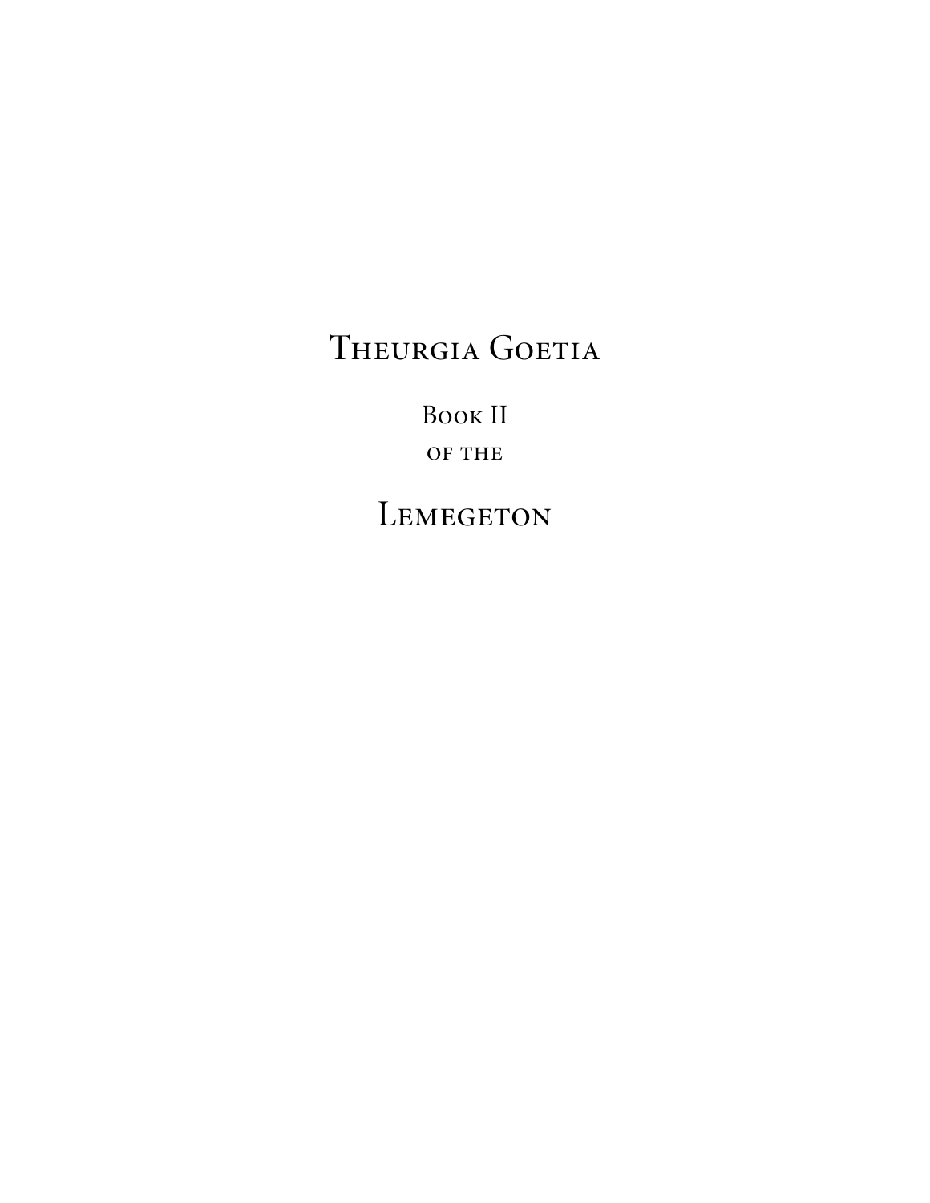# Theurgia Goetia

Book II

of the

# Lemegeton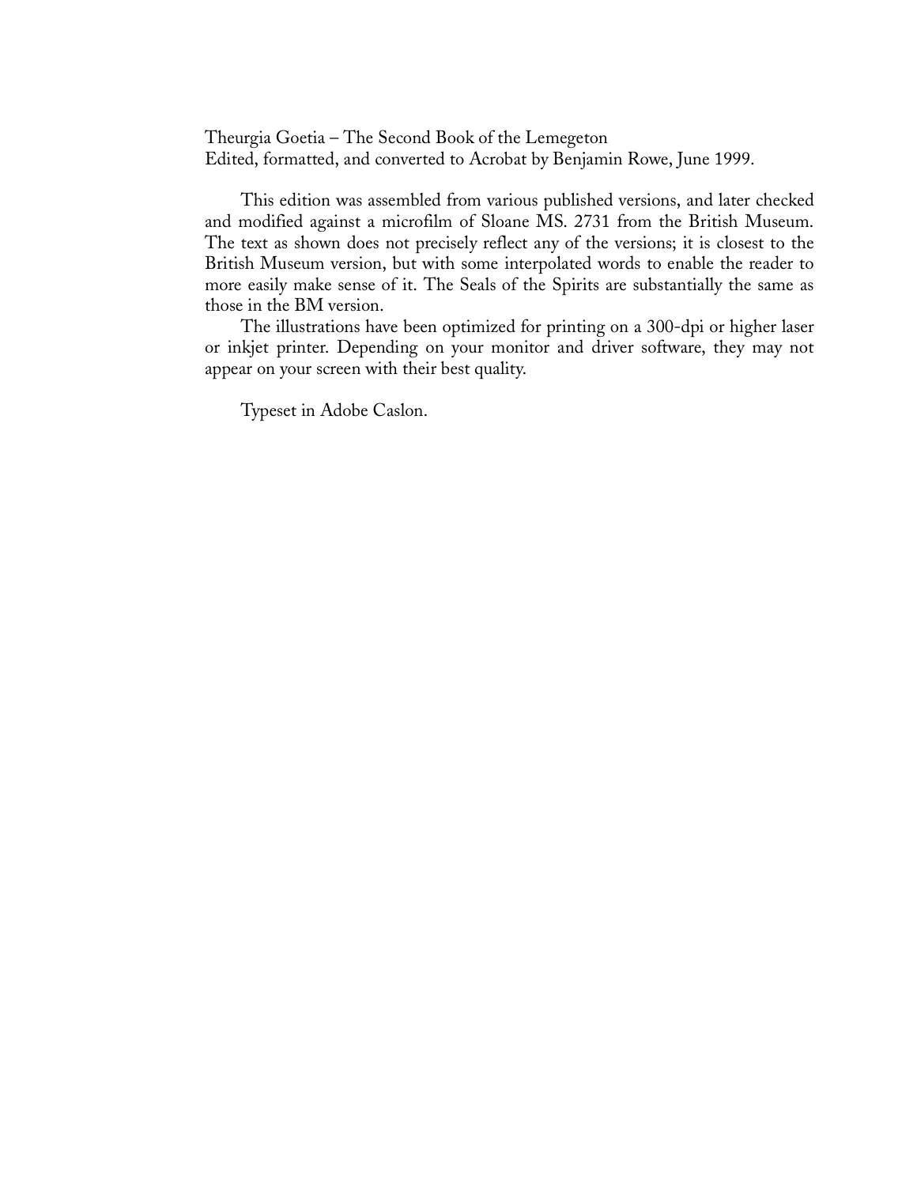Theurgia Goetia – The Second Book of the Lemegeton
Edited, formatted, and converted to Acrobat by Benjamin Rowe, June 1999.

This edition was assembled from various published versions, and later checked and modified against a microfilm of Sloane MS. 2731 from the British Museum. The text as shown does not precisely reflect any of the versions; it is closest to the British Museum version, but with some interpolated words to enable the reader to more easily make sense of it. The Seals of the Spirits are substantially the same as those in the BM version.

The illustrations have been optimized for printing on a 300-dpi or higher laser or inkjet printer. Depending on your monitor and driver software, they may not appear on your screen with their best quality.

Typeset in Adobe Caslon.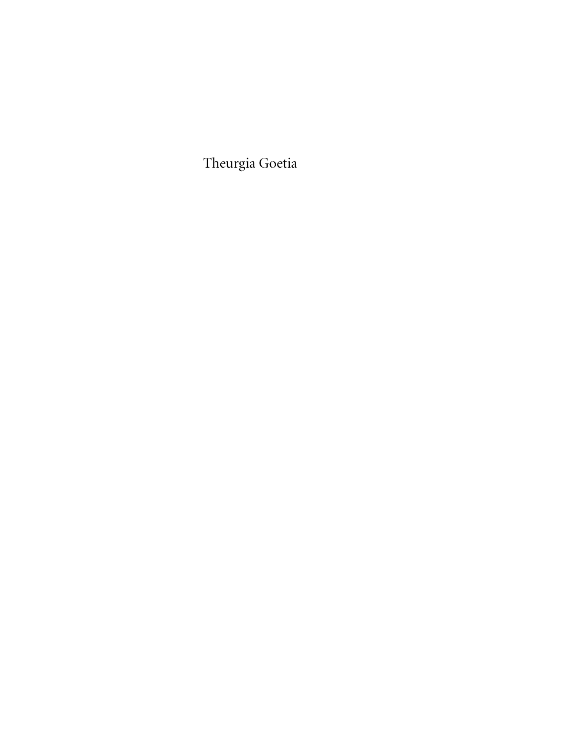Theurgia Goetia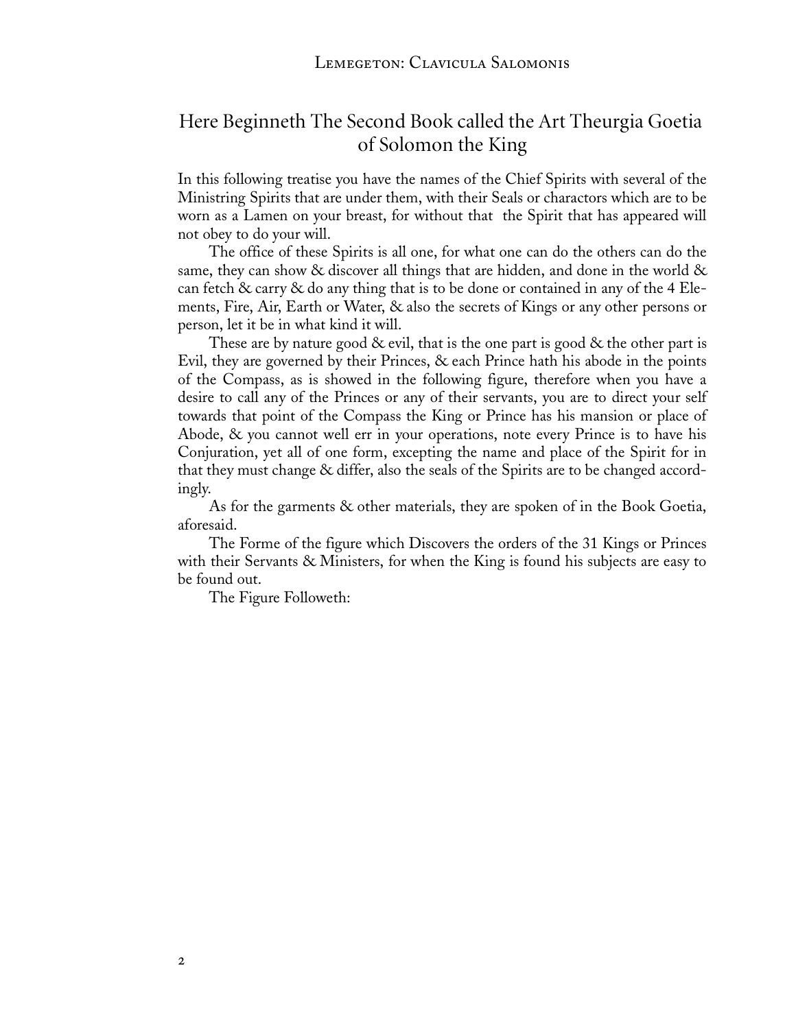# Here Beginneth The Second Book called the Art Theurgia Goetia of Solomon the King

In this following treatise you have the names of the Chief Spirits with several of the Ministring Spirits that are under them, with their Seals or charactors which are to be worn as a Lamen on your breast, for without that the Spirit that has appeared will not obey to do your will.

The office of these Spirits is all one, for what one can do the others can do the same, they can show & discover all things that are hidden, and done in the world & can fetch & carry & do any thing that is to be done or contained in any of the 4 Elements, Fire, Air, Earth or Water, & also the secrets of Kings or any other persons or person, let it be in what kind it will.

These are by nature good & evil, that is the one part is good & the other part is Evil, they are governed by their Princes, & each Prince hath his abode in the points of the Compass, as is showed in the following figure, therefore when you have a desire to call any of the Princes or any of their servants, you are to direct your self towards that point of the Compass the King or Prince has his mansion or place of Abode, & you cannot well err in your operations, note every Prince is to have his Conjuration, yet all of one form, excepting the name and place of the Spirit for in that they must change & differ, also the seals of the Spirits are to be changed accordingly.

As for the garments & other materials, they are spoken of in the Book Goetia, aforesaid.

The Forme of the figure which Discovers the orders of the 31 Kings or Princes with their Servants & Ministers, for when the King is found his subjects are easy to be found out.

The Figure Followeth: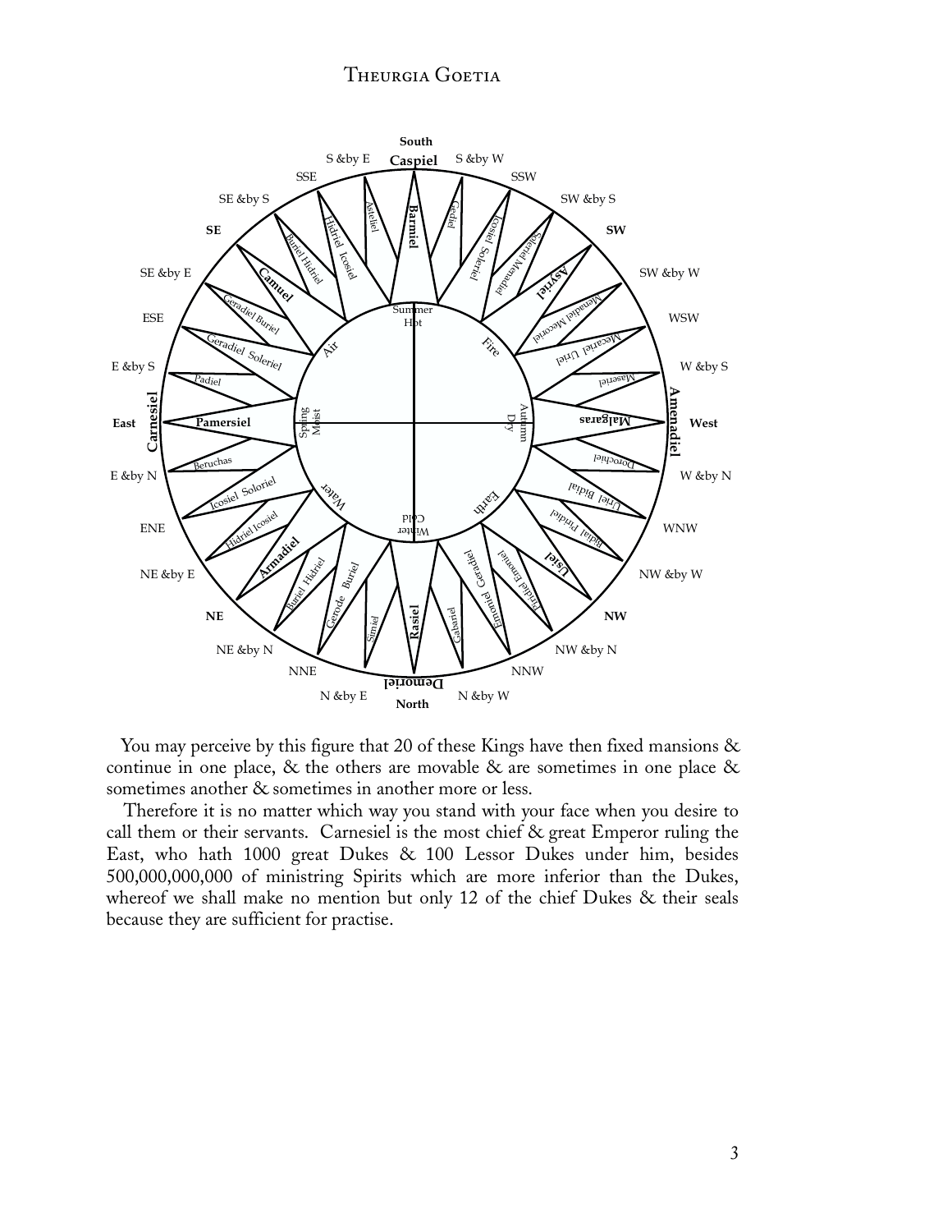You may perceive by this figure that 20 of these Kings have then fixed mansions & continue in one place, & the others are movable & are sometimes in one place & sometimes another & sometimes in another more or less.

Therefore it is no matter which way you stand with your face when you desire to call them or their servants. Carnesiel is the most chief & great Emperor ruling the East, who hath 1000 great Dukes & 100 Lessor Dukes under him, besides 500,000,000,000 of ministring Spirits which are more inferior than the Dukes, whereof we shall make no mention but only 12 of the chief Dukes & their seals because they are sufficient for practise.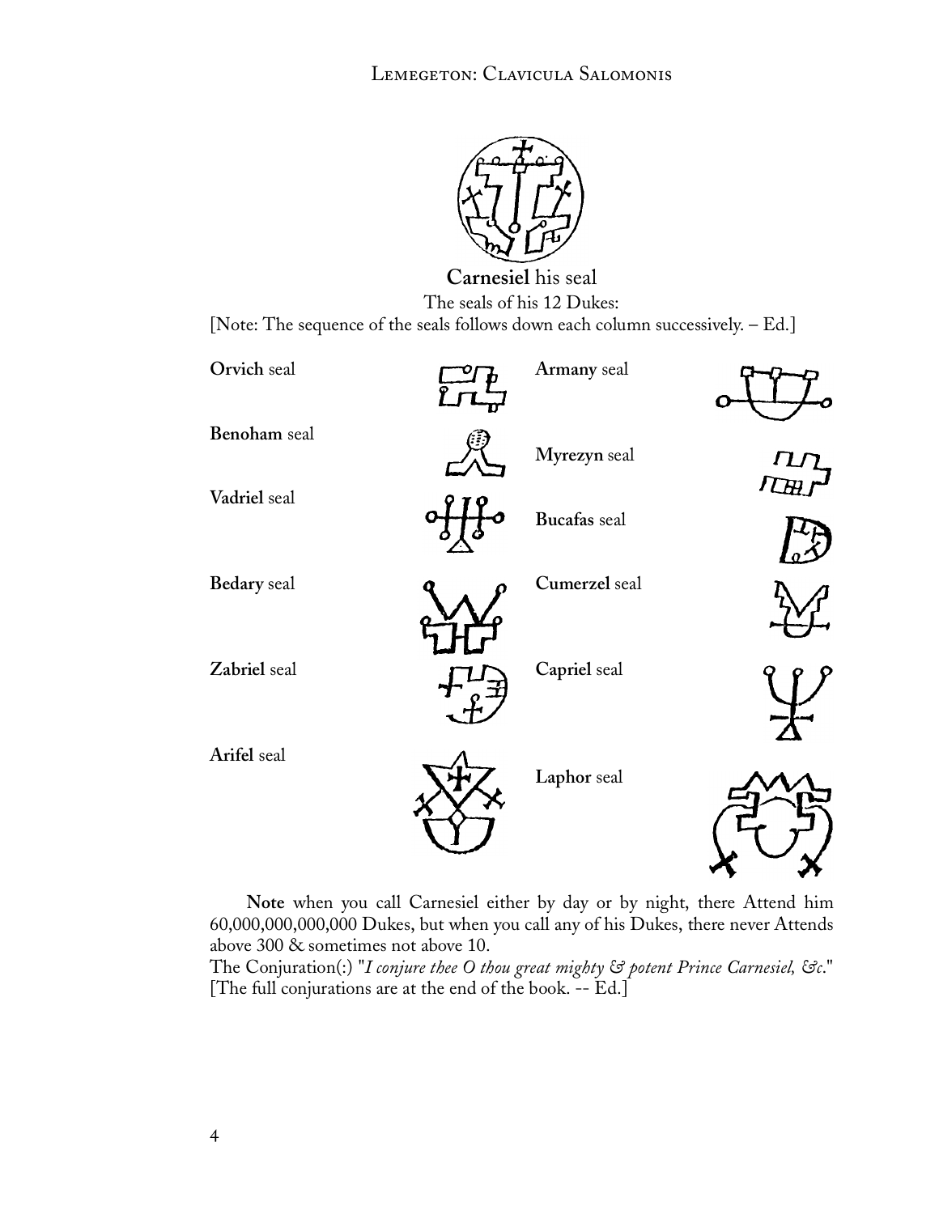**Carnesiel** his seal

The seals of his 12 Dukes:

[Note: The sequence of the seals follows down each column successively. – Ed.]

**Orvich** seal

**Benoham** seal

**Vadriel** seal

**Bedary** seal

**Zabriel** seal

**Arifel** seal

**Armany** seal

**Myrezyn** seal

**Bucafas** seal

**Cumerzel** seal

**Capriel** seal

**Laphor** seal

**Note** when you call Carnesiel either by day or by night, there Attend him 60,000,000,000,000 Dukes, but when you call any of his Dukes, there never Attends above 300 & sometimes not above 10.

The Conjuration(:) "*I conjure thee O thou great mighty & potent Prince Carnesiel, &c.*"
[The full conjurations are at the end of the book. -- Ed.]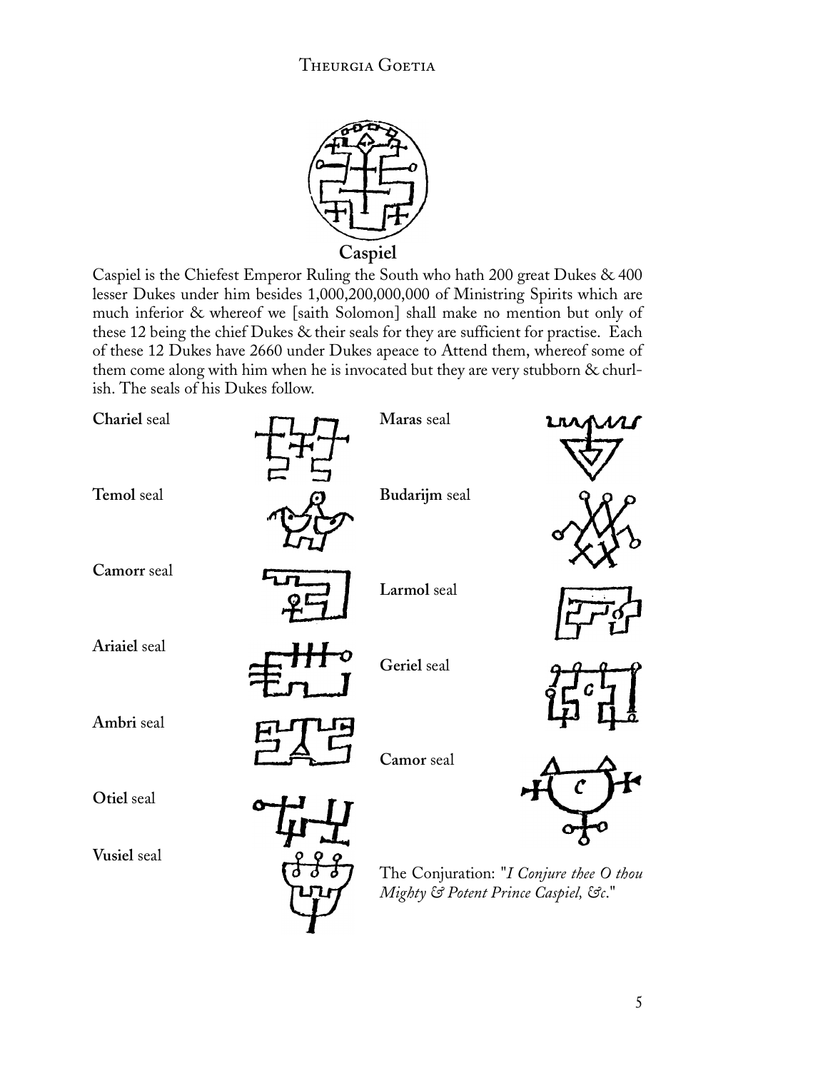**Caspiel**

Caspiel is the Chiefest Emperor Ruling the South who hath 200 great Dukes & 400 lesser Dukes under him besides 1,000,200,000,000 of Ministring Spirits which are much inferior & whereof we [saith Solomon] shall make no mention but only of these 12 being the chief Dukes & their seals for they are sufficient for practise. Each of these 12 Dukes have 2660 under Dukes apeace to Attend them, whereof some of them come along with him when he is invocated but they are very stubborn & churlish. The seals of his Dukes follow.

**Chariel** seal

**Temol** seal

**Camorr** seal

**Ariaiel** seal

**Ambri** seal

**Otiel** seal

**Vusiel** seal

**Maras** seal

**Budarijm** seal

**Larmol** seal

**Geriel** seal

**Camor** seal

The Conjuration: "*I Conjure thee O thou Mighty & Potent Prince Caspiel, &c.*"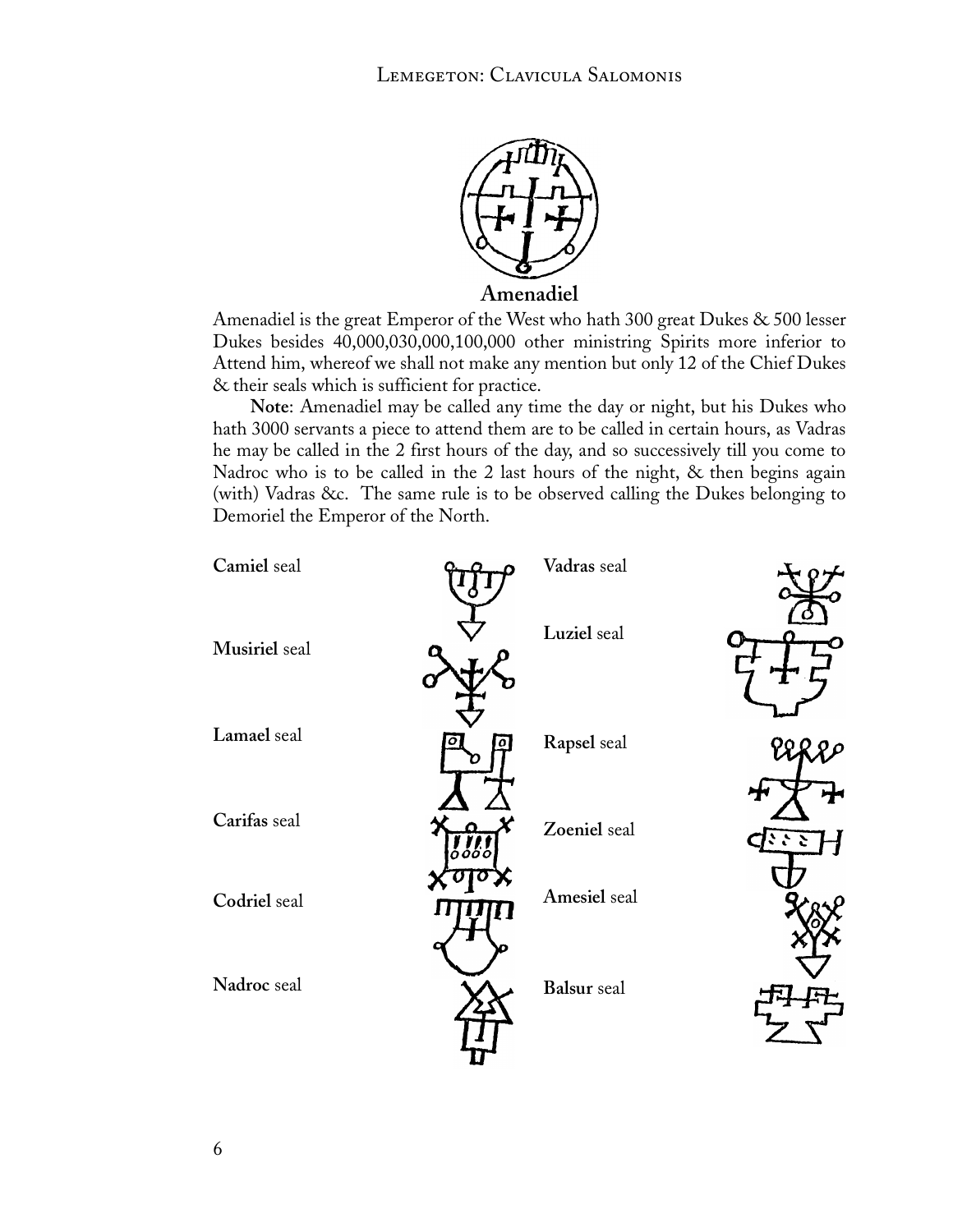**Amenadiel**

Amenadiel is the great Emperor of the West who hath 300 great Dukes & 500 lesser Dukes besides 40,000,030,000,100,000 other ministring Spirits more inferior to Attend him, whereof we shall not make any mention but only 12 of the Chief Dukes & their seals which is sufficient for practice.

**Note**: Amenadiel may be called any time the day or night, but his Dukes who hath 3000 servants a piece to attend them are to be called in certain hours, as Vadras he may be called in the 2 first hours of the day, and so successively till you come to Nadroc who is to be called in the 2 last hours of the night, & then begins again (with) Vadras &c. The same rule is to be observed calling the Dukes belonging to Demoriel the Emperor of the North.

**Camiel** seal

**Vadras** seal

**Musiriel** seal

**Luziel** seal

**Lamael** seal

**Rapsel** seal

**Carifas** seal

**Zoeniel** seal

**Codriel** seal

**Amesiel** seal

**Nadroc** seal

**Balsur** seal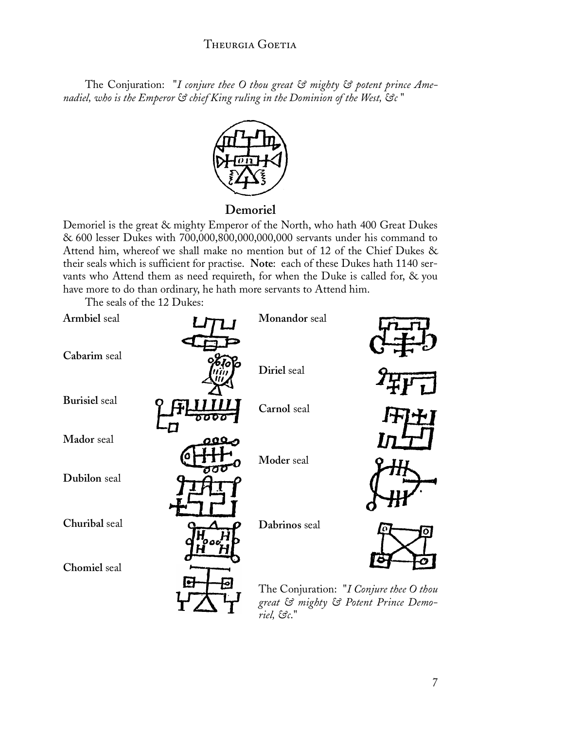The Conjuration: "*I conjure thee O thou great & mighty & potent prince Amenadiel, who is the Emperor & chief King ruling in the Dominion of the West, &c*"

## Demoriel

Demoriel is the great & mighty Emperor of the North, who hath 400 Great Dukes & 600 lesser Dukes with 700,000,800,000,000,000 servants under his command to Attend him, whereof we shall make no mention but of 12 of the Chief Dukes & their seals which is sufficient for practise. **Note**: each of these Dukes hath 1140 servants who Attend them as need requireth, for when the Duke is called for, & you have more to do than ordinary, he hath more servants to Attend him.

The seals of the 12 Dukes:

**Armbiel** seal

**Cabarim** seal

**Burisiel** seal

**Mador** seal

**Dubilon** seal

**Churibal** seal

**Chomiel** seal

**Monandor** seal

**Diriel** seal

**Carnol** seal

**Moder** seal

**Dabrinos** seal

The Conjuration: "*I Conjure thee O thou great & mighty & Potent Prince Demoriel, &c.*"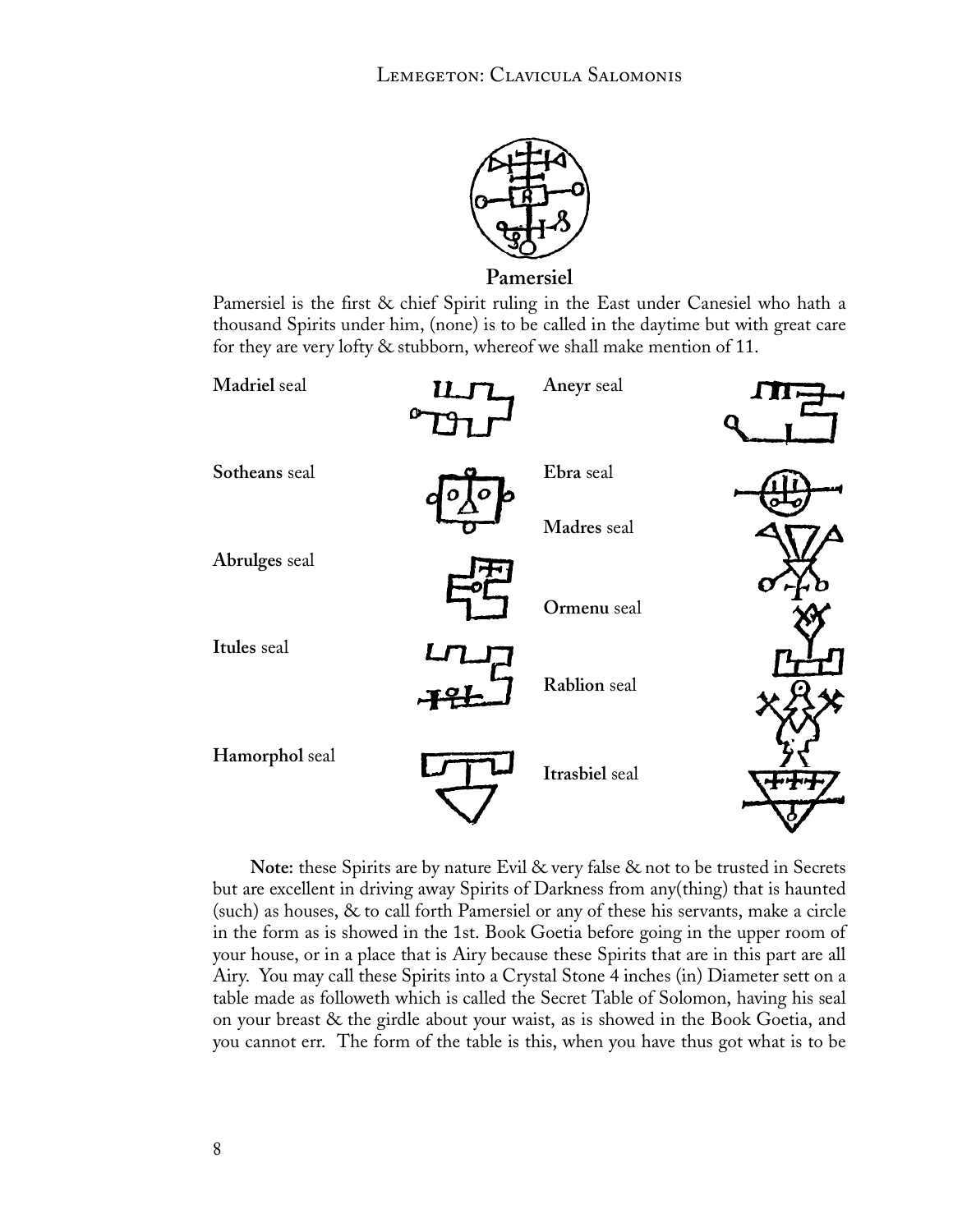**Pamersiel**

Pamersiel is the first & chief Spirit ruling in the East under Canesiel who hath a thousand Spirits under him, (none) is to be called in the daytime but with great care for they are very lofty & stubborn, whereof we shall make mention of 11.

**Madriel** seal

**Aneyr** seal

**Sotheans** seal

**Ebra** seal

**Madres** seal

**Abrulges** seal

**Ormenu** seal

**Itules** seal

**Rablion** seal

**Hamorphol** seal

**Itrasbiel** seal

**Note:** these Spirits are by nature Evil & very false & not to be trusted in Secrets but are excellent in driving away Spirits of Darkness from any(thing) that is haunted (such) as houses, & to call forth Pamersiel or any of these his servants, make a circle in the form as is showed in the 1st. Book Goetia before going in the upper room of your house, or in a place that is Airy because these Spirits that are in this part are all Airy. You may call these Spirits into a Crystal Stone 4 inches (in) Diameter sett on a table made as followeth which is called the Secret Table of Solomon, having his seal on your breast & the girdle about your waist, as is showed in the Book Goetia, and you cannot err. The form of the table is this, when you have thus got what is to be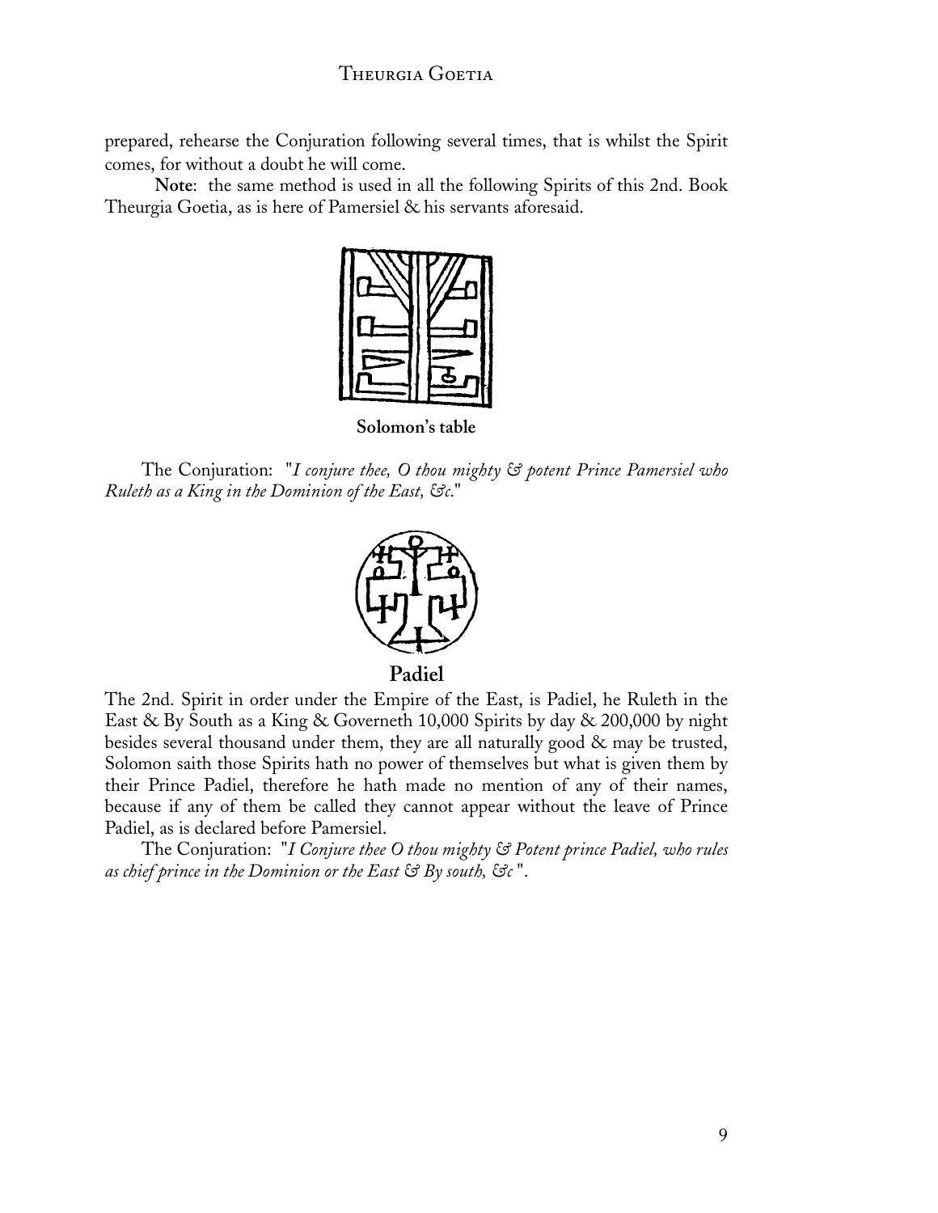prepared, rehearse the Conjuration following several times, that is whilst the Spirit comes, for without a doubt he will come.

**Note**: the same method is used in all the following Spirits of this 2nd. Book Theurgia Goetia, as is here of Pamersiel & his servants aforesaid.

**Solomon's table**

The Conjuration: "*I conjure thee, O thou mighty & potent Prince Pamersiel who Ruleth as a King in the Dominion of the East, &c.*"

**Padiel**

The 2nd. Spirit in order under the Empire of the East, is Padiel, he Ruleth in the East & By South as a King & Governeth 10,000 Spirits by day & 200,000 by night besides several thousand under them, they are all naturally good & may be trusted, Solomon saith those Spirits hath no power of themselves but what is given them by their Prince Padiel, therefore he hath made no mention of any of their names, because if any of them be called they cannot appear without the leave of Prince Padiel, as is declared before Pamersiel.

The Conjuration: "*I Conjure thee O thou mighty & Potent prince Padiel, who rules as chief prince in the Dominion or the East & By south, &c* ".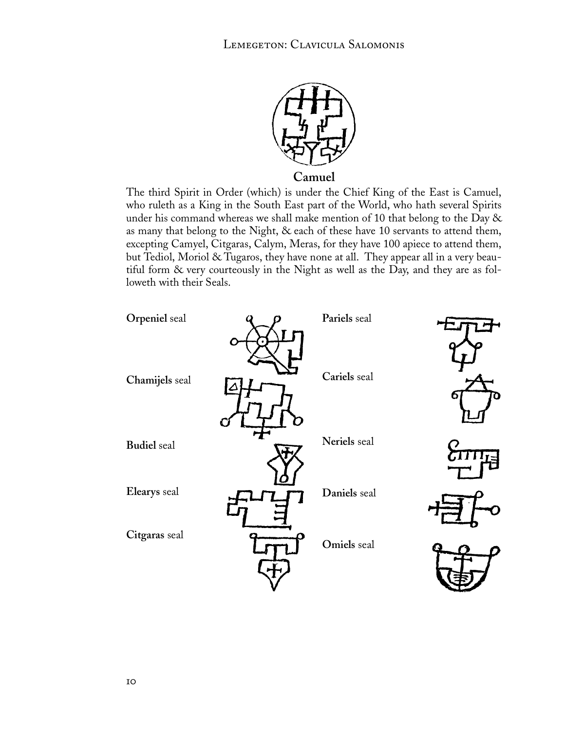**Camuel**

The third Spirit in Order (which) is under the Chief King of the East is Camuel, who ruleth as a King in the South East part of the World, who hath several Spirits under his command whereas we shall make mention of 10 that belong to the Day & as many that belong to the Night, & each of these have 10 servants to attend them, excepting Camyel, Citgaras, Calym, Meras, for they have 100 apiece to attend them, but Tediol, Moriol & Tugaros, they have none at all. They appear all in a very beautiful form & very courteously in the Night as well as the Day, and they are as followeth with their Seals.

**Orpeniel** seal

**Chamijels** seal

**Budiel** seal

**Elearys** seal

**Citgaras** seal

**Pariels** seal

**Cariels** seal

**Neriels** seal

**Daniels** seal

**Omiels** seal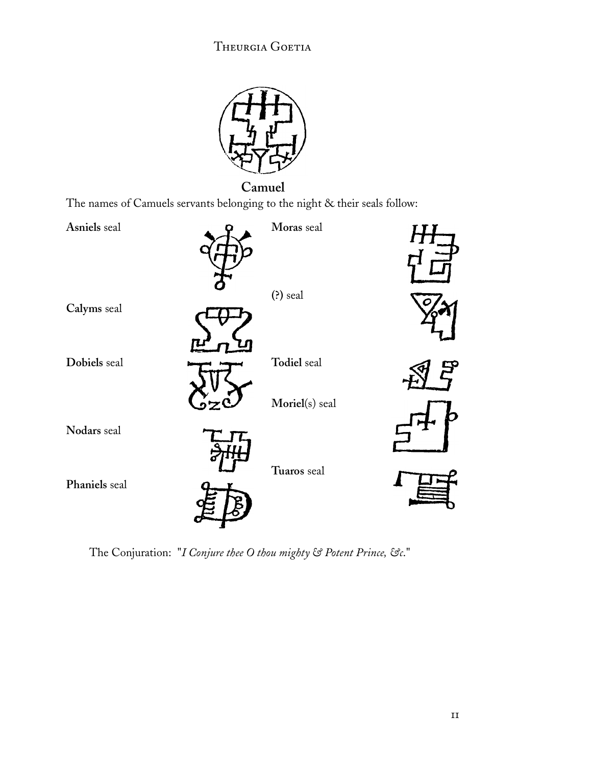**Camuel**

The names of Camuels servants belonging to the night & their seals follow:

**Asniels** seal

**Calyms** seal

**Dobiels** seal

**Nodars** seal

**Phaniels** seal

**Moras** seal

(?) seal

**Todiel** seal

**Moriel**(s) seal

**Tuaros** seal

The Conjuration: "*I Conjure thee O thou mighty & Potent Prince, &c.*"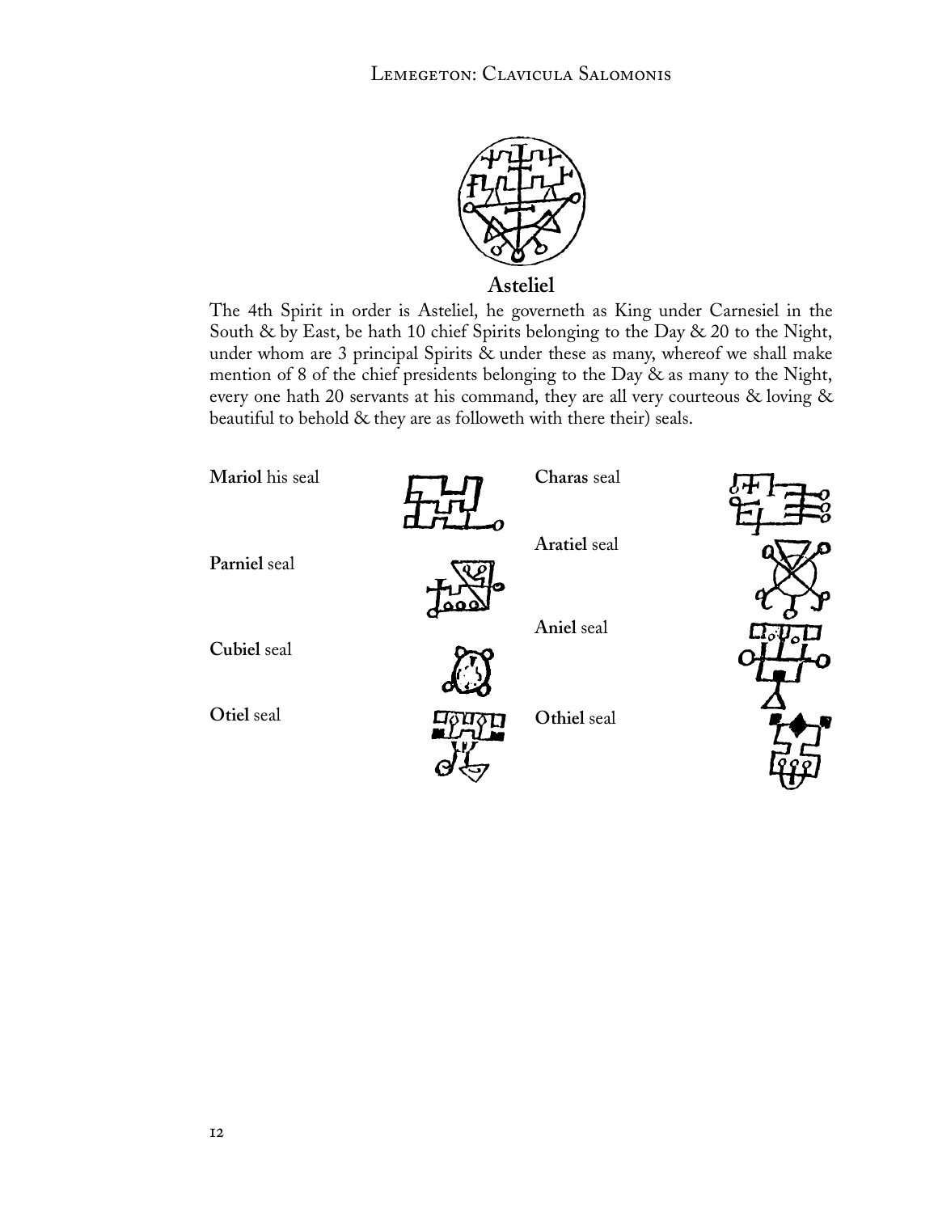## Asteliel

The 4th Spirit in order is Asteliel, he governeth as King under Carnesiel in the South & by East, be hath 10 chief Spirits belonging to the Day & 20 to the Night, under whom are 3 principal Spirits & under these as many, whereof we shall make mention of 8 of the chief presidents belonging to the Day & as many to the Night, every one hath 20 servants at his command, they are all very courteous & loving & beautiful to behold & they are as followeth with there their) seals.

**Mariol** his seal

**Parniel** seal

**Cubiel** seal

**Otiel** seal

**Charas** seal

**Aratiel** seal

**Aniel** seal

**Othiel** seal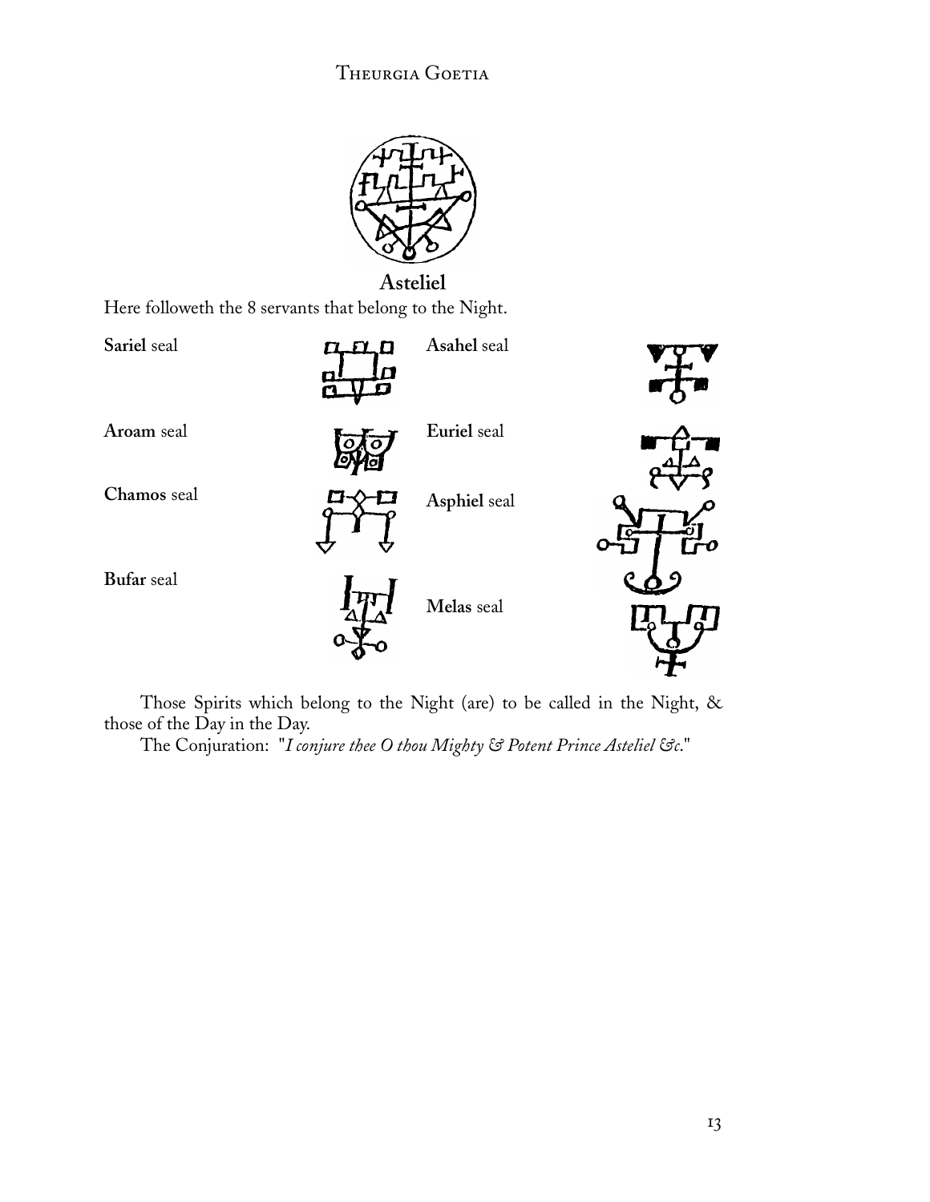**Asteliel**

Here followeth the 8 servants that belong to the Night.

**Sariel** seal

**Asahel** seal

**Aroam** seal

**Euriel** seal

**Chamos** seal

**Asphiel** seal

**Bufar** seal

**Melas** seal

Those Spirits which belong to the Night (are) to be called in the Night, & those of the Day in the Day.

The Conjuration: "*I conjure thee O thou Mighty & Potent Prince Asteliel &c.*"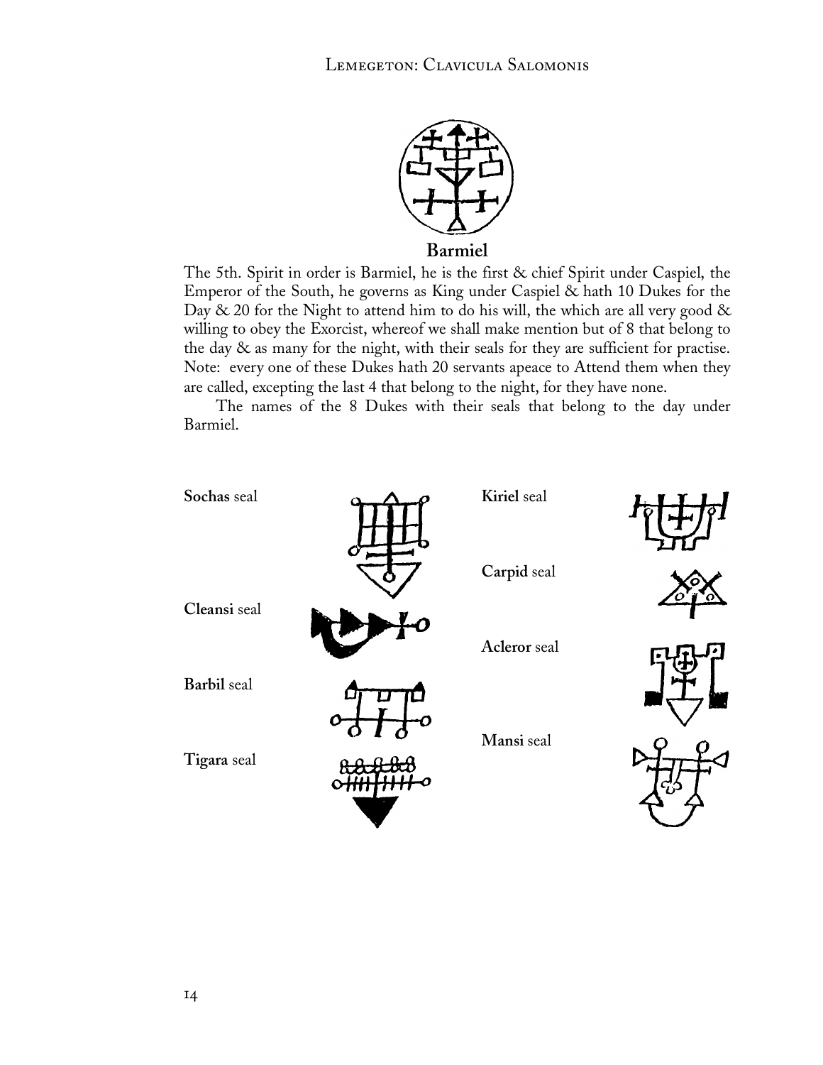**Barmiel**

The 5th. Spirit in order is Barmiel, he is the first & chief Spirit under Caspiel, the Emperor of the South, he governs as King under Caspiel & hath 10 Dukes for the Day & 20 for the Night to attend him to do his will, the which are all very good & willing to obey the Exorcist, whereof we shall make mention but of 8 that belong to the day & as many for the night, with their seals for they are sufficient for practise. Note: every one of these Dukes hath 20 servants apeace to Attend them when they are called, excepting the last 4 that belong to the night, for they have none.

The names of the 8 Dukes with their seals that belong to the day under Barmiel.

**Sochas** seal

**Cleansi** seal

**Barbil** seal

**Tigara** seal

**Kiriel** seal

**Carpid** seal

**Acleror** seal

**Mansi** seal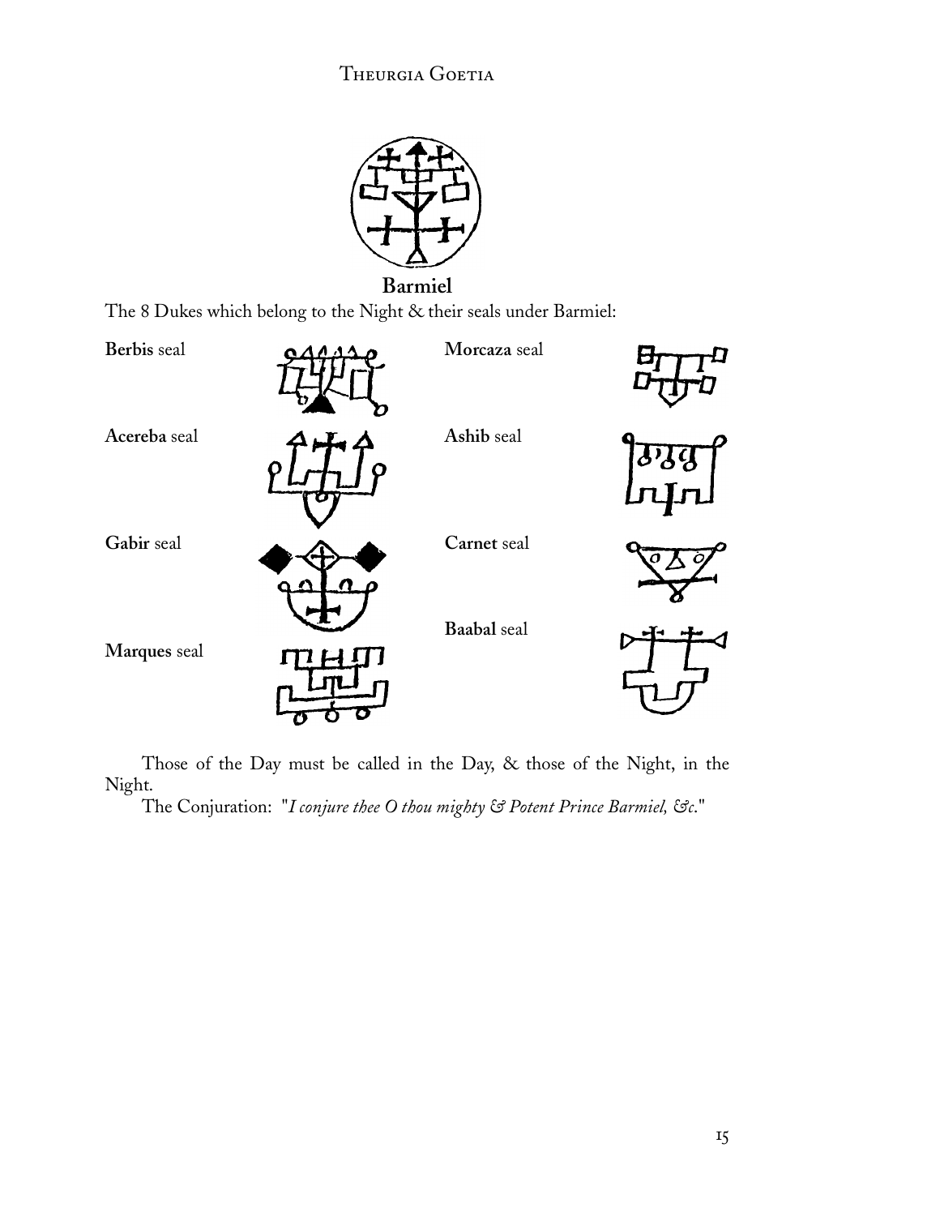**Barmiel**

The 8 Dukes which belong to the Night & their seals under Barmiel:

**Berbis** seal

**Morcaza** seal

**Acereba** seal

**Ashib** seal

**Gabir** seal

**Carnet** seal

**Baabal** seal

**Marques** seal

Those of the Day must be called in the Day, & those of the Night, in the Night.

The Conjuration: "*I conjure thee O thou mighty & Potent Prince Barmiel, &c.*"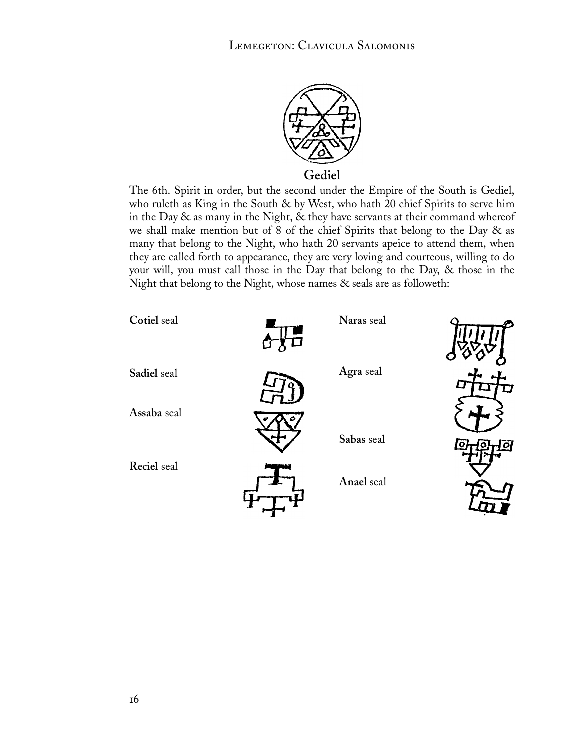**Gediel**

The 6th. Spirit in order, but the second under the Empire of the South is Gediel, who ruleth as King in the South & by West, who hath 20 chief Spirits to serve him in the Day & as many in the Night, & they have servants at their command whereof we shall make mention but of 8 of the chief Spirits that belong to the Day & as many that belong to the Night, who hath 20 servants apeice to attend them, when they are called forth to appearance, they are very loving and courteous, willing to do your will, you must call those in the Day that belong to the Day, & those in the Night that belong to the Night, whose names & seals are as followeth:

**Cotiel** seal

**Sadiel** seal

**Assaba** seal

**Reciel** seal

**Naras** seal

**Agra** seal

**Sabas** seal

**Anael** seal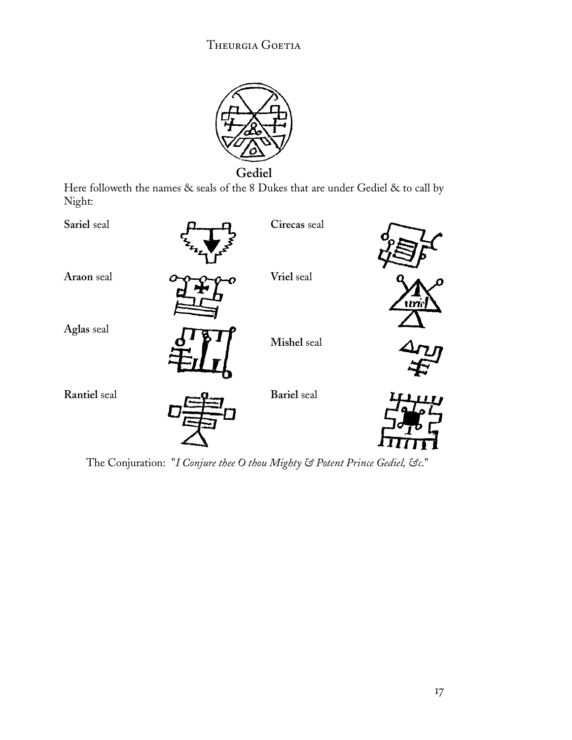**Gediel**

Here followeth the names & seals of the 8 Dukes that are under Gediel & to call by Night:

**Sariel** seal

**Cirecas** seal

**Araon** seal

**Vriel** seal

**Aglas** seal

**Mishel** seal

**Rantiel** seal

**Bariel** seal

The Conjuration: "*I Conjure thee O thou Mighty & Potent Prince Gediel, &c.*"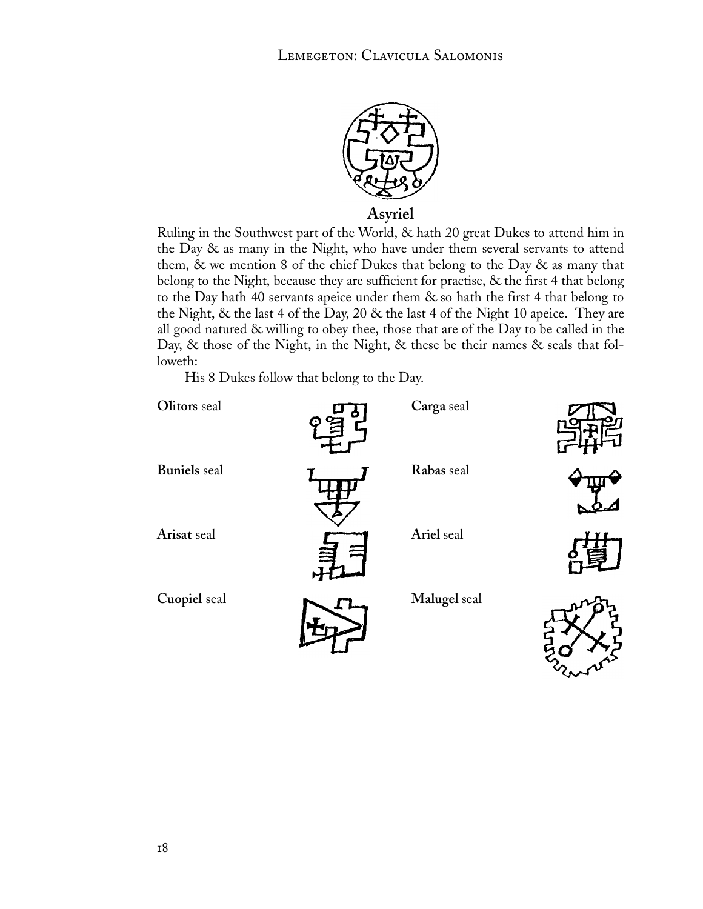## Asyriel

Ruling in the Southwest part of the World, & hath 20 great Dukes to attend him in the Day & as many in the Night, who have under them several servants to attend them, & we mention 8 of the chief Dukes that belong to the Day & as many that belong to the Night, because they are sufficient for practise, & the first 4 that belong to the Day hath 40 servants apeice under them & so hath the first 4 that belong to the Night, & the last 4 of the Day, 20 & the last 4 of the Night 10 apeice. They are all good natured & willing to obey thee, those that are of the Day to be called in the Day, & those of the Night, in the Night, & these be their names & seals that followeth:

His 8 Dukes follow that belong to the Day.

**Olitors** seal

**Carga** seal

**Buniels** seal

**Rabas** seal

**Arisat** seal

**Ariel** seal

**Cuopiel** seal

**Malugel** seal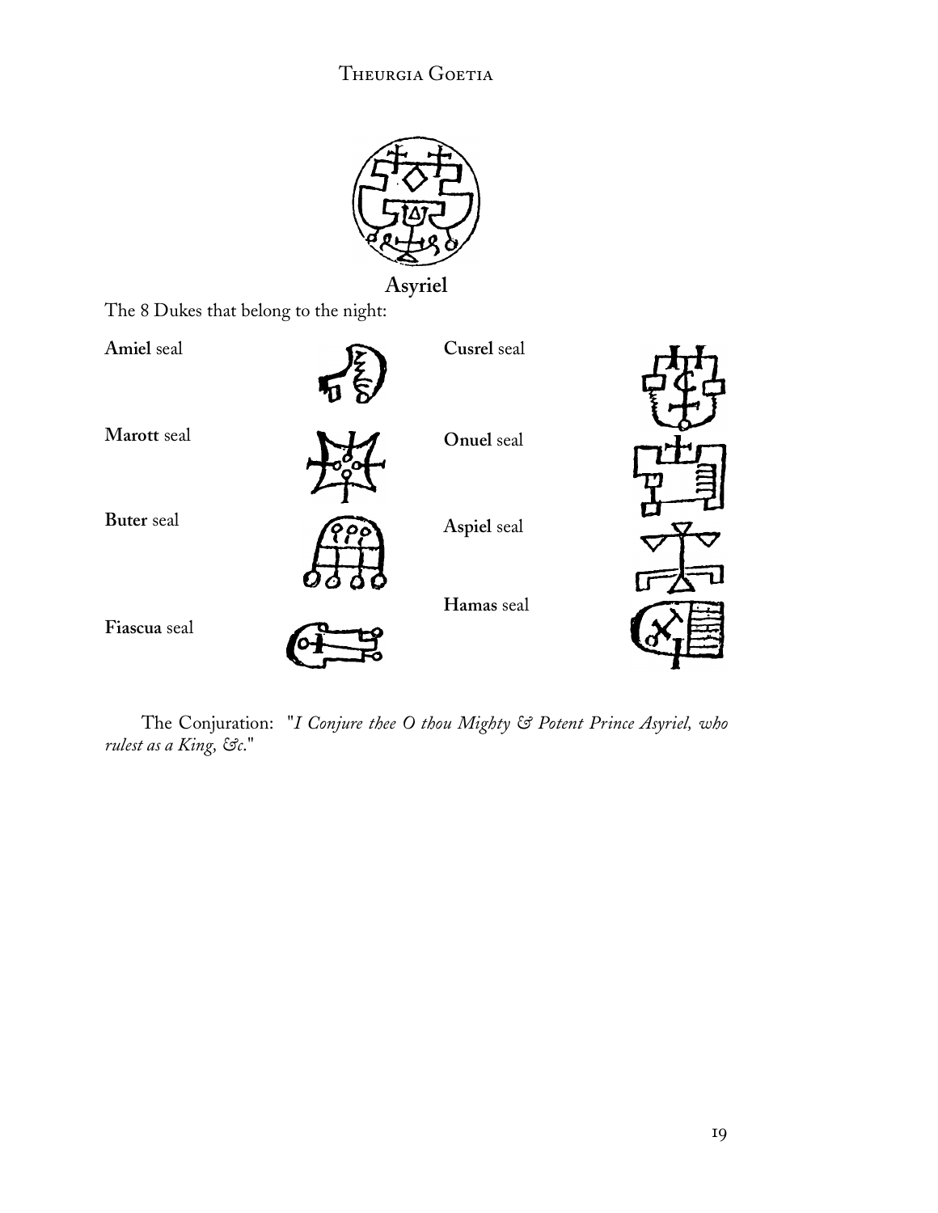**Asyriel**

The 8 Dukes that belong to the night:

**Amiel** seal

**Cusrel** seal

**Marott** seal

**Onuel** seal

**Buter** seal

**Aspiel** seal

**Hamas** seal

**Fiascua** seal

The Conjuration: "*I Conjure thee O thou Mighty & Potent Prince Asyriel, who rulest as a King, &c.*"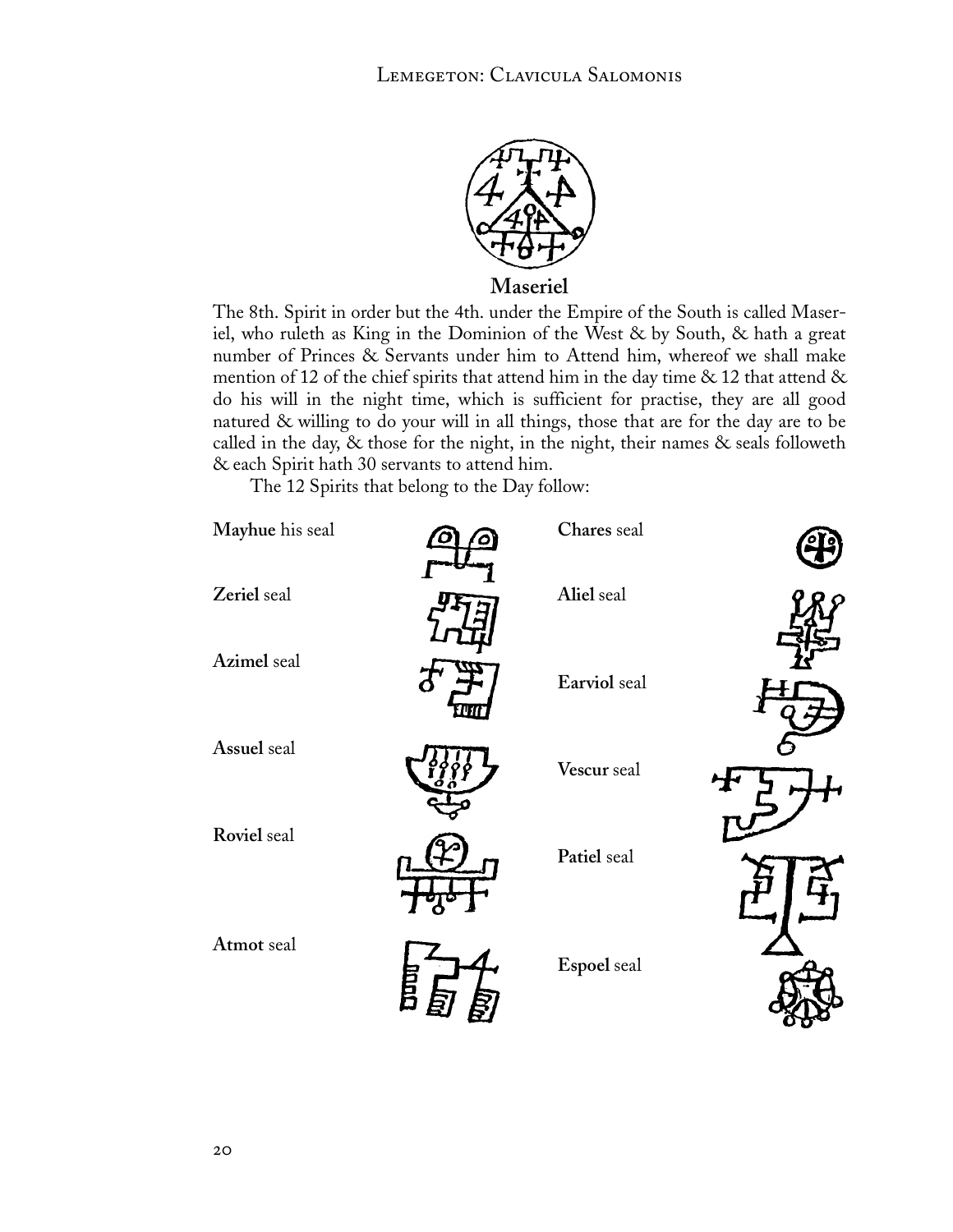**Maseriel**

The 8th. Spirit in order but the 4th. under the Empire of the South is called Maseriel, who ruleth as King in the Dominion of the West & by South, & hath a great number of Princes & Servants under him to Attend him, whereof we shall make mention of 12 of the chief spirits that attend him in the day time & 12 that attend & do his will in the night time, which is sufficient for practise, they are all good natured & willing to do your will in all things, those that are for the day are to be called in the day, & those for the night, in the night, their names & seals followeth & each Spirit hath 30 servants to attend him.

The 12 Spirits that belong to the Day follow:

**Mayhue** his seal

**Zeriel** seal

**Azimel** seal

**Assuel** seal

**Roviel** seal

**Atmot** seal

**Chares** seal

**Aliel** seal

**Earviol** seal

**Vescur** seal

**Patiel** seal

**Espoel** seal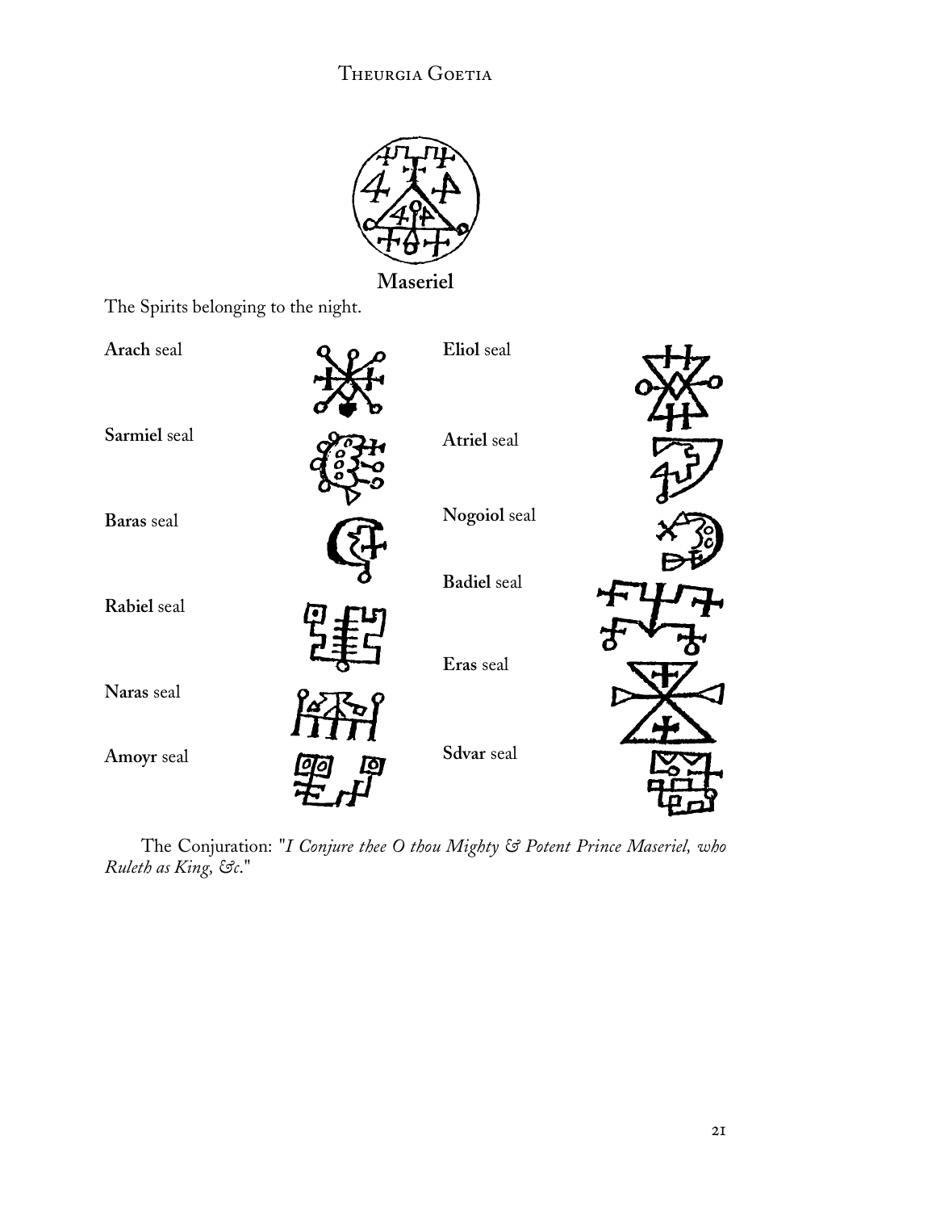**Maseriel**

The Spirits belonging to the night.

**Arach** seal

**Sarmiel** seal

**Baras** seal

**Rabiel** seal

**Naras** seal

**Amoyr** seal

**Eliol** seal

**Atriel** seal

**Nogoiol** seal

**Badiel** seal

**Eras** seal

**Sdvar** seal

The Conjuration: "*I Conjure thee O thou Mighty & Potent Prince Maseriel, who Ruleth as King, &c.*"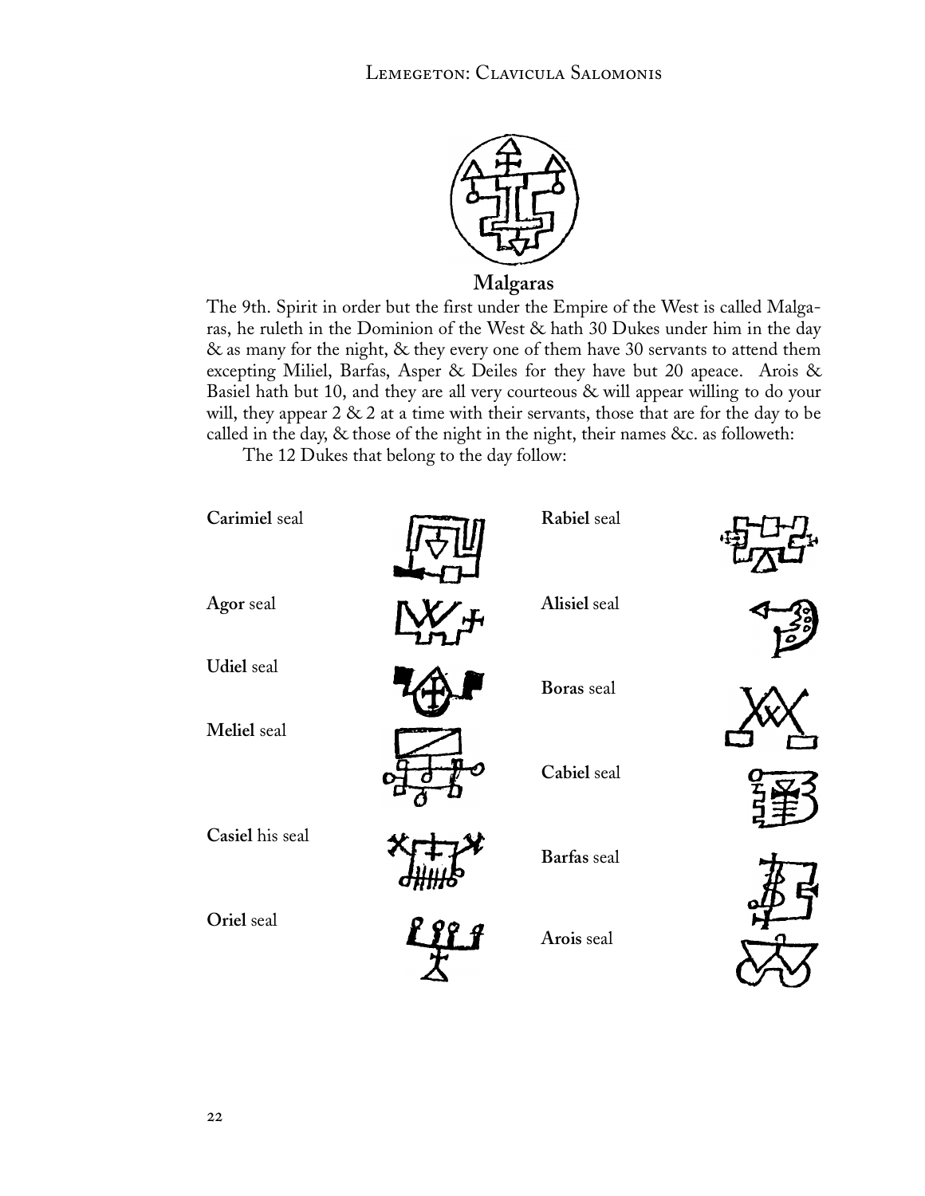**Malgaras**

The 9th. Spirit in order but the first under the Empire of the West is called Malgaras, he ruleth in the Dominion of the West & hath 30 Dukes under him in the day & as many for the night, & they every one of them have 30 servants to attend them excepting Miliel, Barfas, Asper & Deiles for they have but 20 apeace. Arois & Basiel hath but 10, and they are all very courteous & will appear willing to do your will, they appear 2 & 2 at a time with their servants, those that are for the day to be called in the day, & those of the night in the night, their names &c. as followeth:

The 12 Dukes that belong to the day follow:

**Carimiel** seal

**Agor** seal

**Udiel** seal

**Meliel** seal

**Casiel** his seal

**Oriel** seal

**Rabiel** seal

**Alisiel** seal

**Boras** seal

**Cabiel** seal

**Barfas** seal

**Arois** seal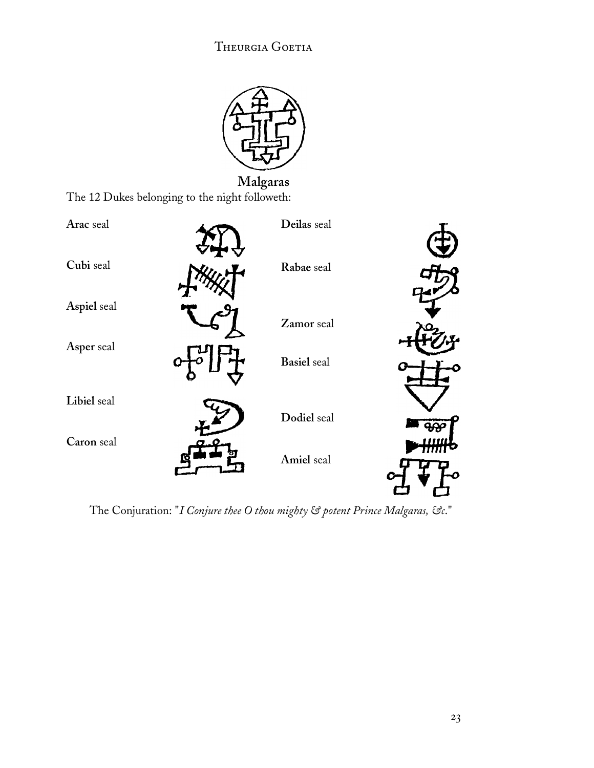**Malgaras**

The 12 Dukes belonging to the night followeth:

**Arac** seal

**Cubi** seal

**Aspiel** seal

**Asper** seal

**Libiel** seal

**Caron** seal

**Deilas** seal

**Rabae** seal

**Zamor** seal

**Basiel** seal

**Dodiel** seal

**Amiel** seal

The Conjuration: "*I Conjure thee O thou mighty & potent Prince Malgaras, &c.*"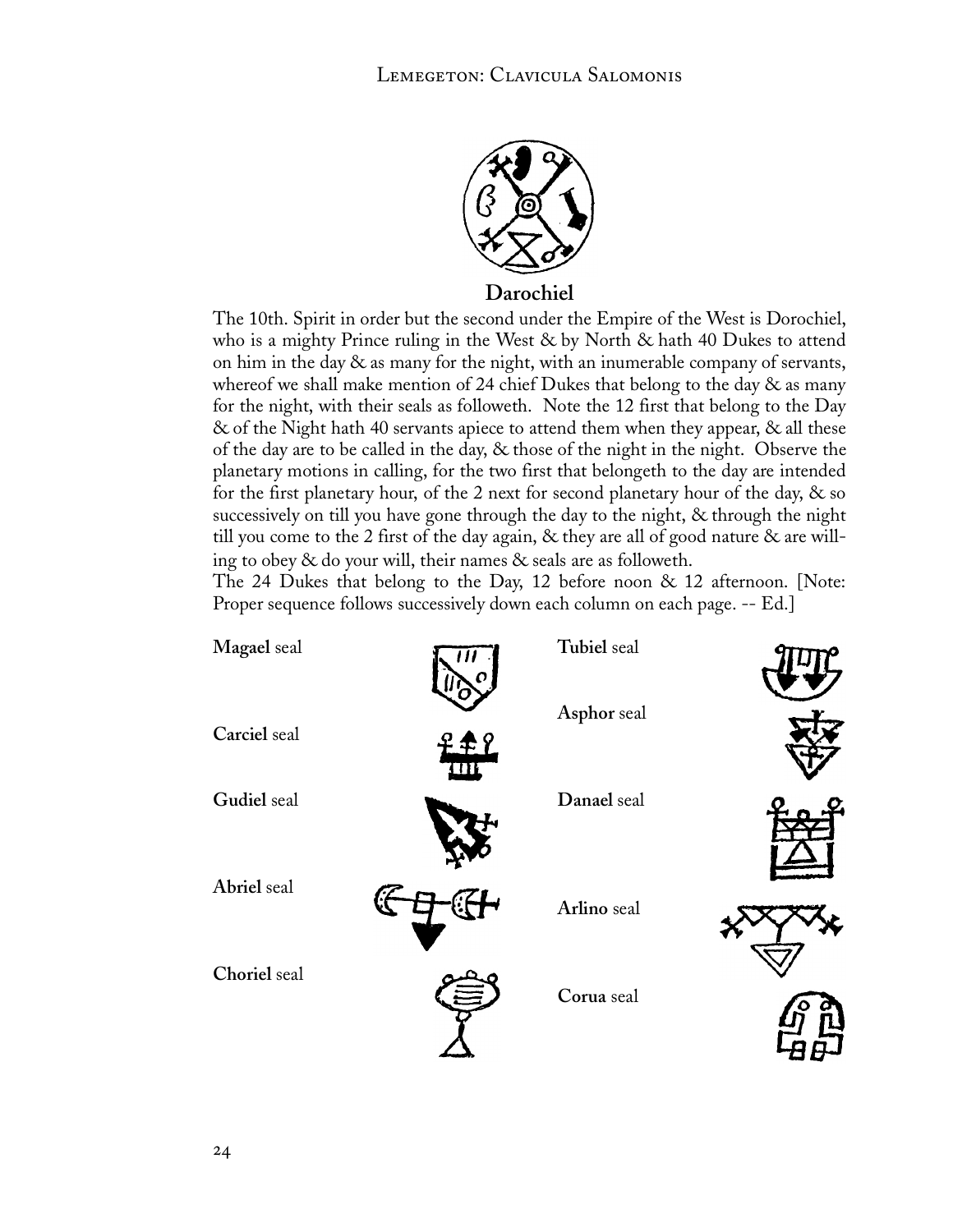**Darochiel**

The 10th. Spirit in order but the second under the Empire of the West is Dorochiel, who is a mighty Prince ruling in the West & by North & hath 40 Dukes to attend on him in the day & as many for the night, with an inumerable company of servants, whereof we shall make mention of 24 chief Dukes that belong to the day & as many for the night, with their seals as followeth. Note the 12 first that belong to the Day & of the Night hath 40 servants apiece to attend them when they appear, & all these of the day are to be called in the day, & those of the night in the night. Observe the planetary motions in calling, for the two first that belongeth to the day are intended for the first planetary hour, of the 2 next for second planetary hour of the day, & so successively on till you have gone through the day to the night, & through the night till you come to the 2 first of the day again, & they are all of good nature & are willing to obey & do your will, their names & seals are as followeth.

The 24 Dukes that belong to the Day, 12 before noon & 12 afternoon. [Note: Proper sequence follows successively down each column on each page. -- Ed.]

**Magael** seal

**Carciel** seal

**Gudiel** seal

**Abriel** seal

**Choriel** seal

**Tubiel** seal

**Asphor** seal

**Danael** seal

**Arlino** seal

**Corua** seal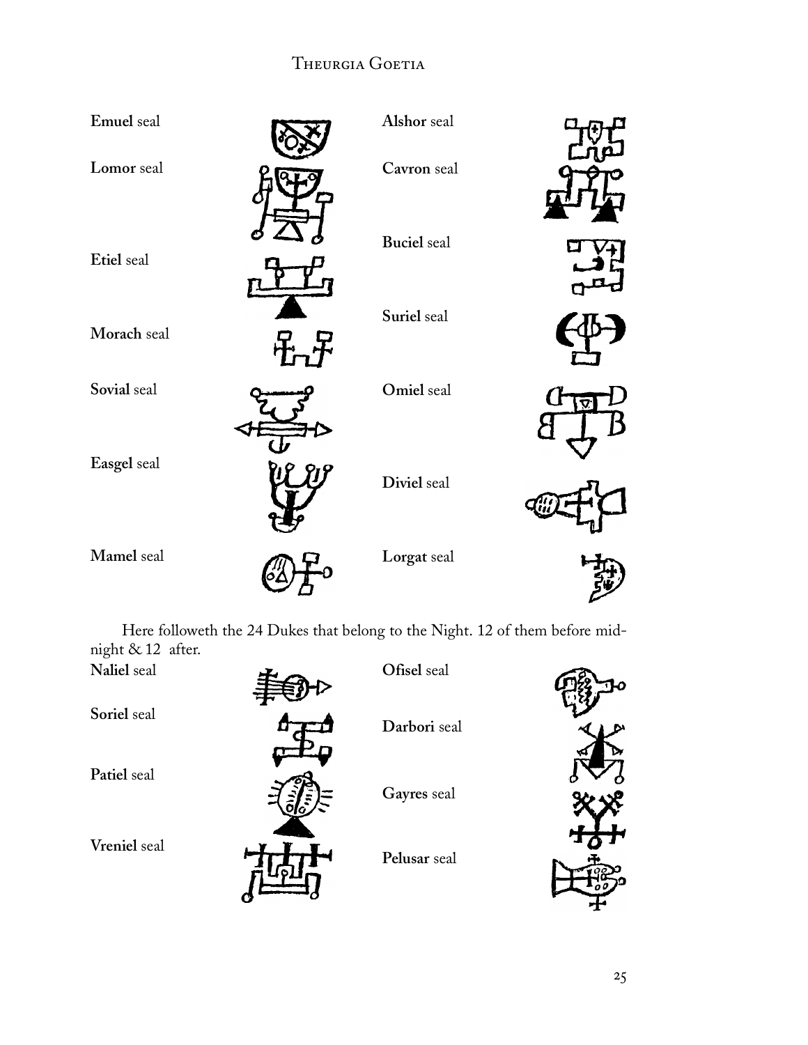**Emuel** seal

**Lomor** seal

**Etiel** seal

**Morach** seal

**Sovial** seal

**Easgel** seal

**Mamel** seal

**Alshor** seal

**Cavron** seal

**Buciel** seal

**Suriel** seal

**Omiel** seal

**Diviel** seal

**Lorgat** seal

Here followeth the 24 Dukes that belong to the Night. 12 of them before midnight & 12 after.

**Naliel** seal

**Soriel** seal

**Patiel** seal

**Vreniel** seal

**Ofisel** seal

**Darbori** seal

**Gayres** seal

**Pelusar** seal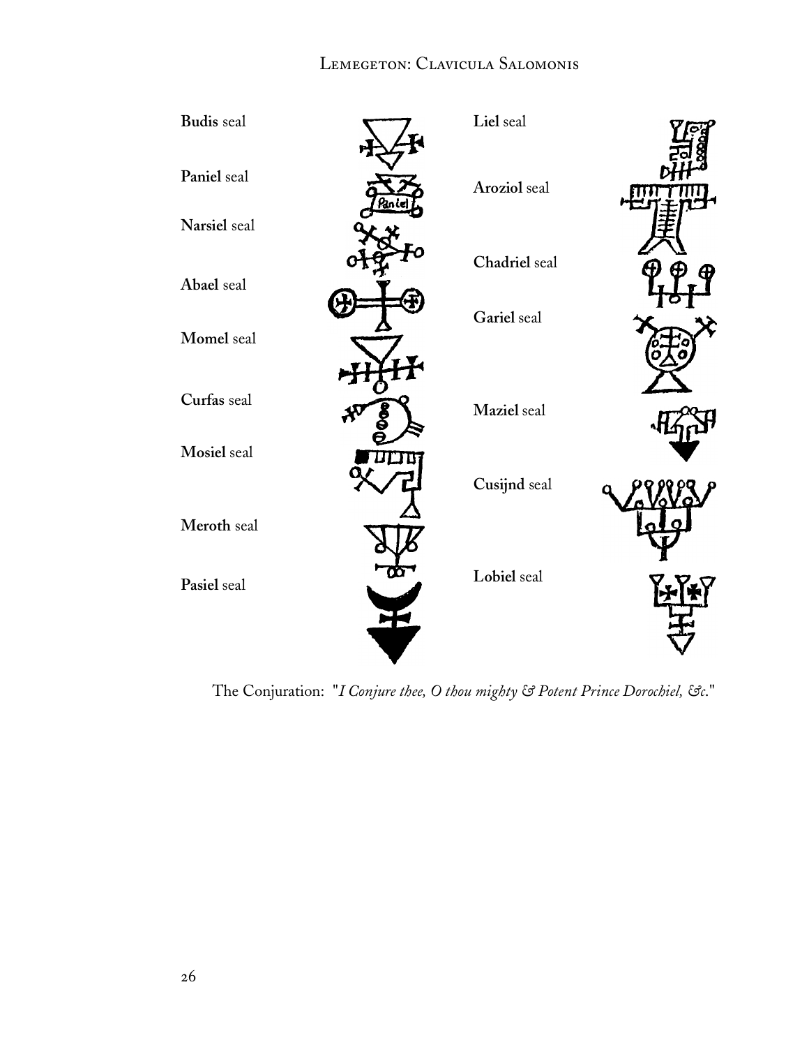**Budis** seal

**Paniel** seal

**Narsiel** seal

**Abael** seal

**Momel** seal

**Curfas** seal

**Mosiel** seal

**Meroth** seal

**Pasiel** seal

**Liel** seal

**Aroziol** seal

**Chadriel** seal

**Gariel** seal

**Maziel** seal

**Cusijnd** seal

**Lobiel** seal

The Conjuration: "*I Conjure thee, O thou mighty & Potent Prince Dorochiel, &c.*"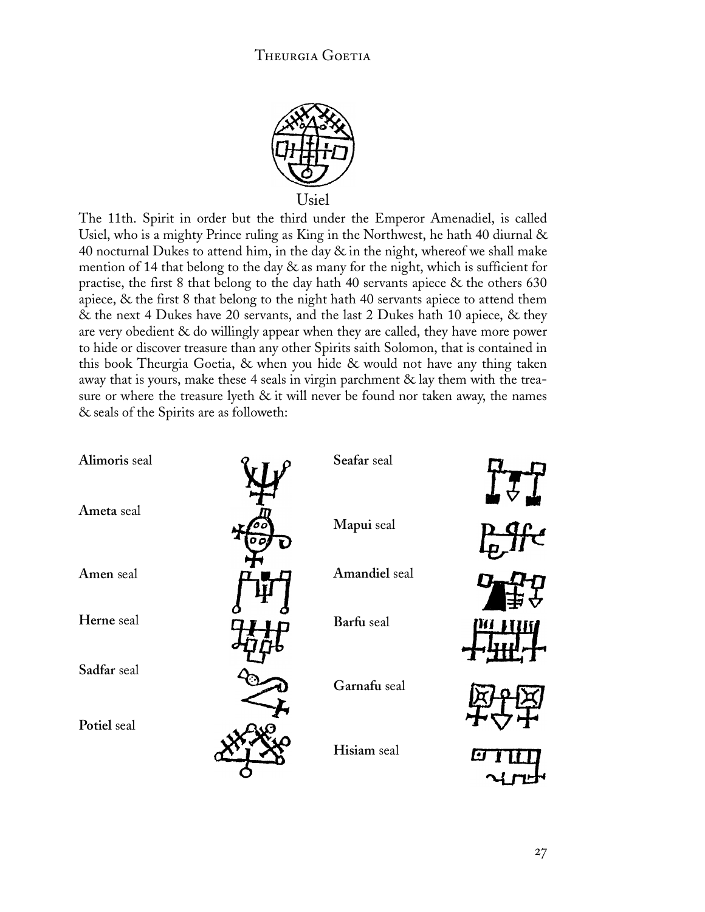Usiel

The 11th. Spirit in order but the third under the Emperor Amenadiel, is called Usiel, who is a mighty Prince ruling as King in the Northwest, he hath 40 diurnal & 40 nocturnal Dukes to attend him, in the day & in the night, whereof we shall make mention of 14 that belong to the day & as many for the night, which is sufficient for practise, the first 8 that belong to the day hath 40 servants apiece & the others 630 apiece, & the first 8 that belong to the night hath 40 servants apiece to attend them & the next 4 Dukes have 20 servants, and the last 2 Dukes hath 10 apiece, & they are very obedient & do willingly appear when they are called, they have more power to hide or discover treasure than any other Spirits saith Solomon, that is contained in this book Theurgia Goetia, & when you hide & would not have any thing taken away that is yours, make these 4 seals in virgin parchment & lay them with the treasure or where the treasure lyeth & it will never be found nor taken away, the names & seals of the Spirits are as followeth:

**Alimoris** seal

**Ameta** seal

**Amen** seal

**Herne** seal

**Sadfar** seal

**Potiel** seal

**Seafar** seal

**Mapui** seal

**Amandiel** seal

**Barfu** seal

**Garnafu** seal

**Hisiam** seal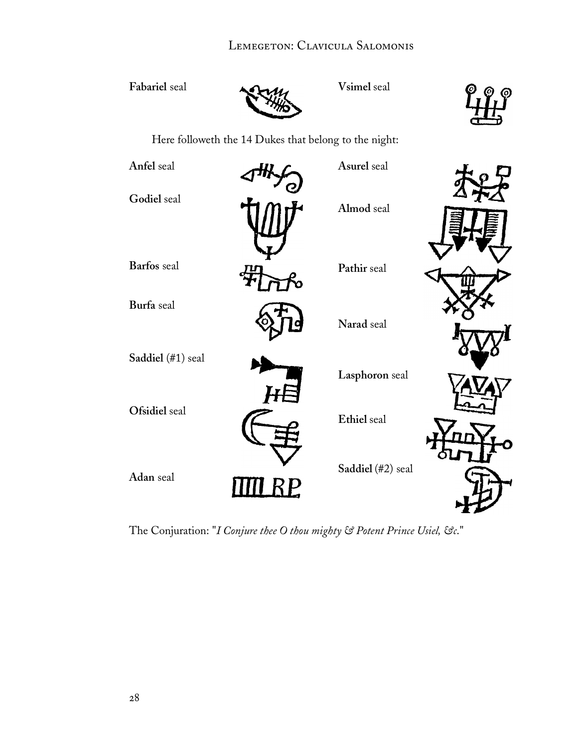**Fabariel** seal

**Vsimel** seal

Here followeth the 14 Dukes that belong to the night:

**Anfel** seal

**Asurel** seal

**Godiel** seal

**Almod** seal

**Barfos** seal

**Pathir** seal

**Burfa** seal

**Narad** seal

**Saddiel** (#1) seal

**Lasphoron** seal

**Ofsidiel** seal

**Ethiel** seal

**Adan** seal

**Saddiel** (#2) seal

The Conjuration: "*I Conjure thee O thou mighty & Potent Prince Usiel, &c.*"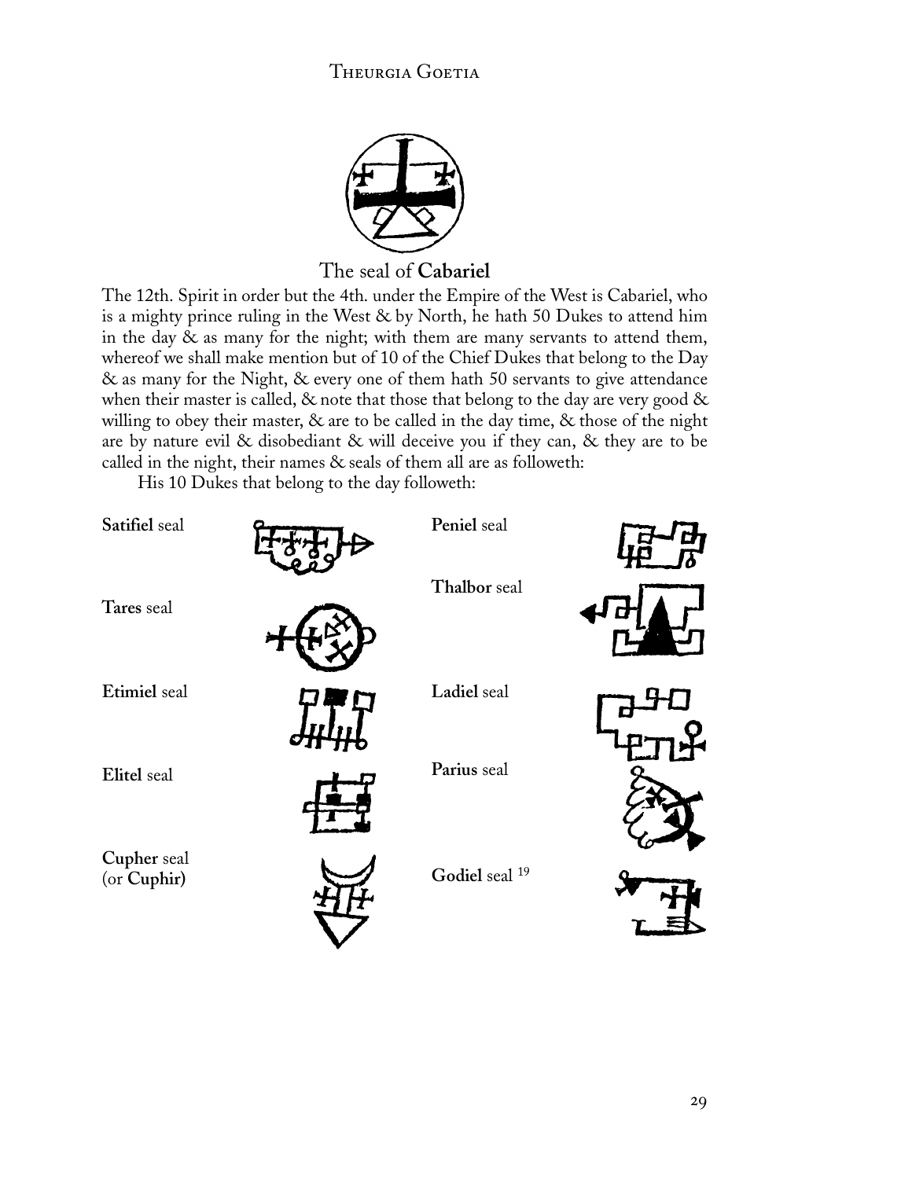The seal of **Cabariel**

The 12th. Spirit in order but the 4th. under the Empire of the West is Cabariel, who is a mighty prince ruling in the West & by North, he hath 50 Dukes to attend him in the day & as many for the night; with them are many servants to attend them, whereof we shall make mention but of 10 of the Chief Dukes that belong to the Day & as many for the Night, & every one of them hath 50 servants to give attendance when their master is called, & note that those that belong to the day are very good & willing to obey their master, & are to be called in the day time, & those of the night are by nature evil & disobediant & will deceive you if they can, & they are to be called in the night, their names & seals of them all are as followeth:

His 10 Dukes that belong to the day followeth:

**Satifiel** seal

**Tares** seal

**Etimiel** seal

**Elitel** seal

**Cupher** seal (or **Cuphir**)

**Peniel** seal

**Thalbor** seal

**Ladiel** seal

**Parius** seal

**Godiel** seal [19]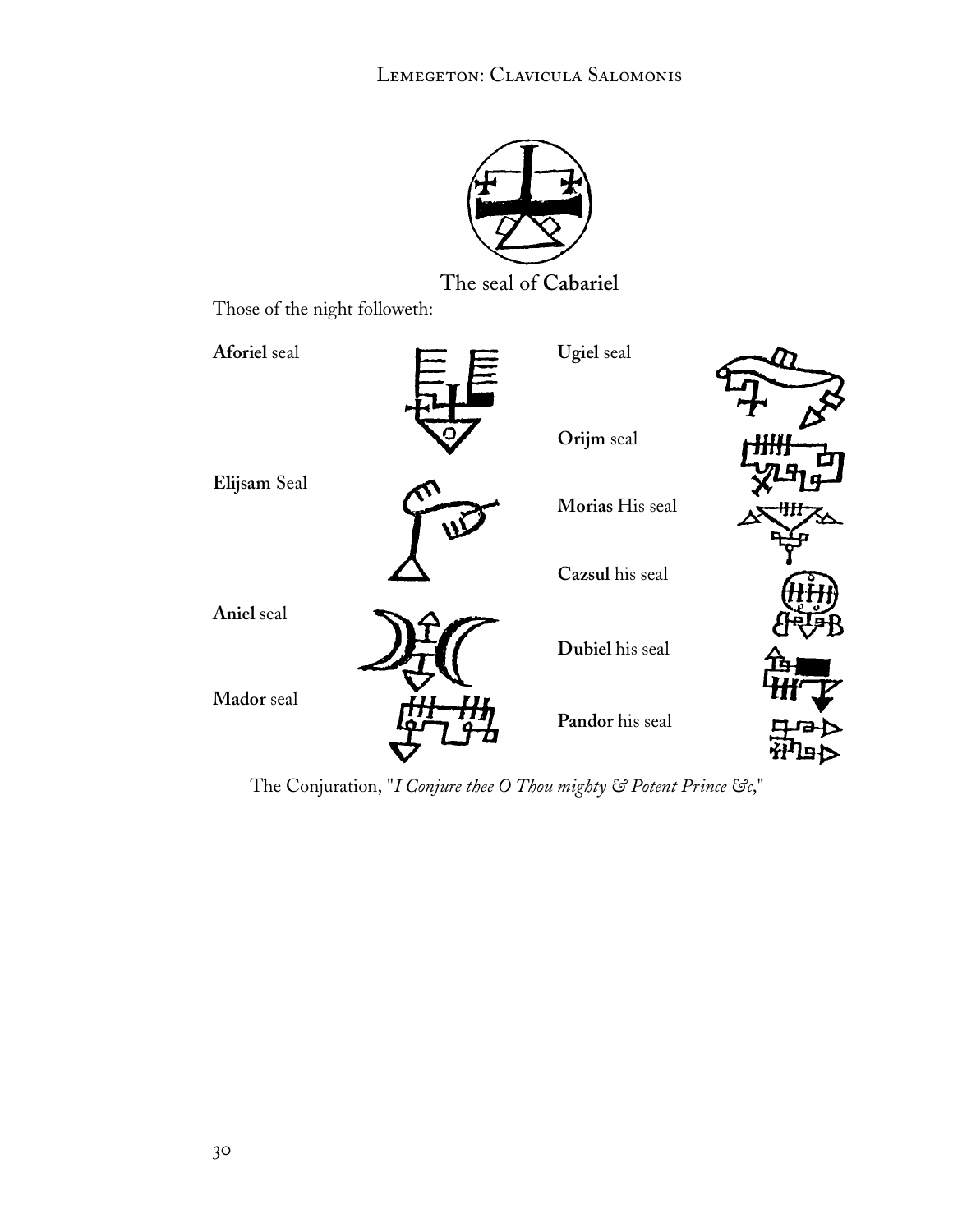The seal of **Cabariel**

Those of the night followeth:

**Aforiel** seal

**Elijsam** Seal

**Aniel** seal

**Mador** seal

**Ugiel** seal

**Orijm** seal

**Morias** His seal

**Cazsul** his seal

**Dubiel** his seal

**Pandor** his seal

The Conjuration, "*I Conjure thee O Thou mighty & Potent Prince &c*,"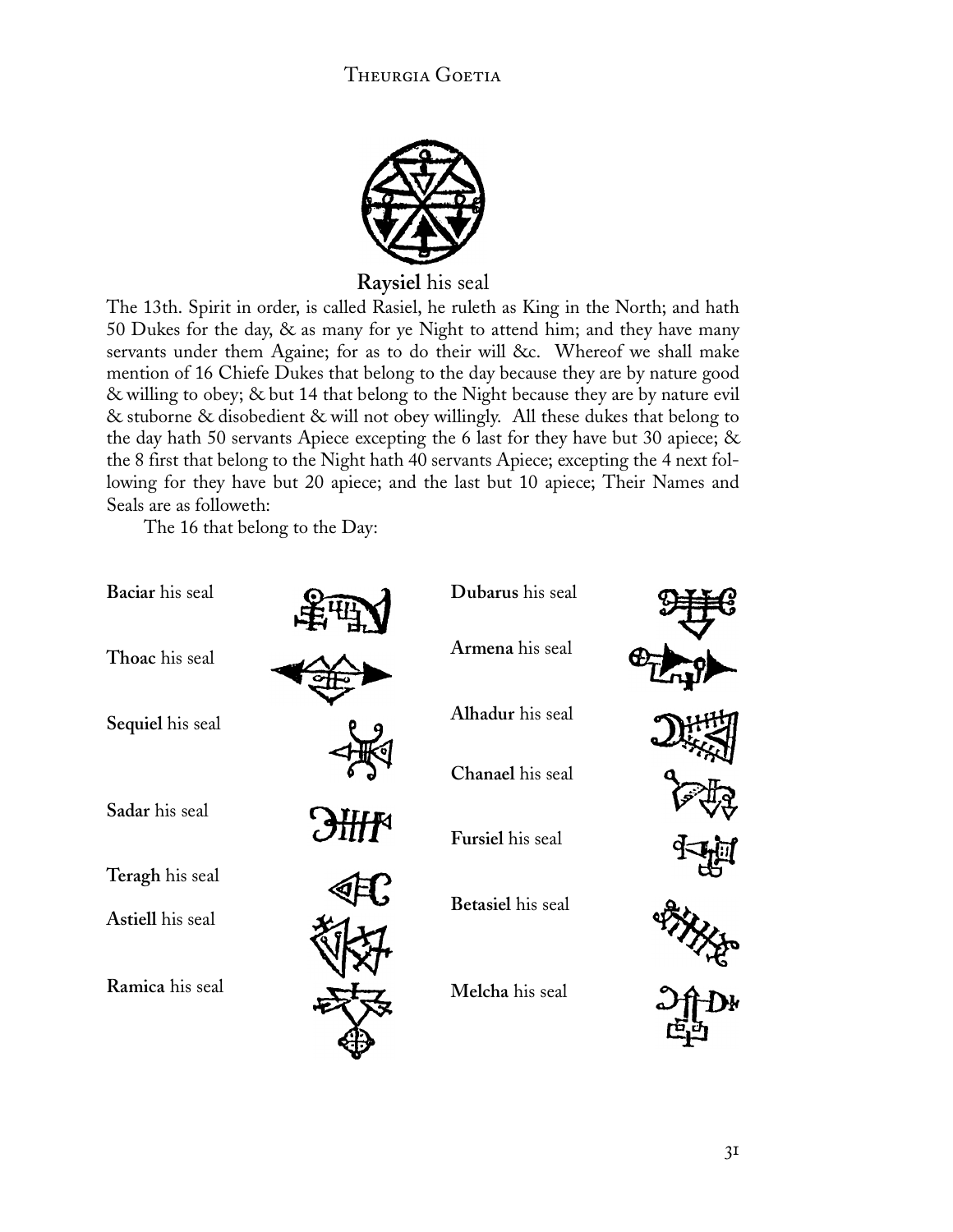**Raysiel** his seal

The 13th. Spirit in order, is called Rasiel, he ruleth as King in the North; and hath 50 Dukes for the day, & as many for ye Night to attend him; and they have many servants under them Againe; for as to do their will &c. Whereof we shall make mention of 16 Chiefe Dukes that belong to the day because they are by nature good & willing to obey; & but 14 that belong to the Night because they are by nature evil & stuborne & disobedient & will not obey willingly. All these dukes that belong to the day hath 50 servants Apiece excepting the 6 last for they have but 30 apiece; & the 8 first that belong to the Night hath 40 servants Apiece; excepting the 4 next following for they have but 20 apiece; and the last but 10 apiece; Their Names and Seals are as followeth:

The 16 that belong to the Day:

**Baciar** his seal

**Thoac** his seal

**Sequiel** his seal

**Sadar** his seal

**Teragh** his seal

**Astiell** his seal

**Ramica** his seal

**Dubarus** his seal

**Armena** his seal

**Alhadur** his seal

**Chanael** his seal

**Fursiel** his seal

**Betasiel** his seal

**Melcha** his seal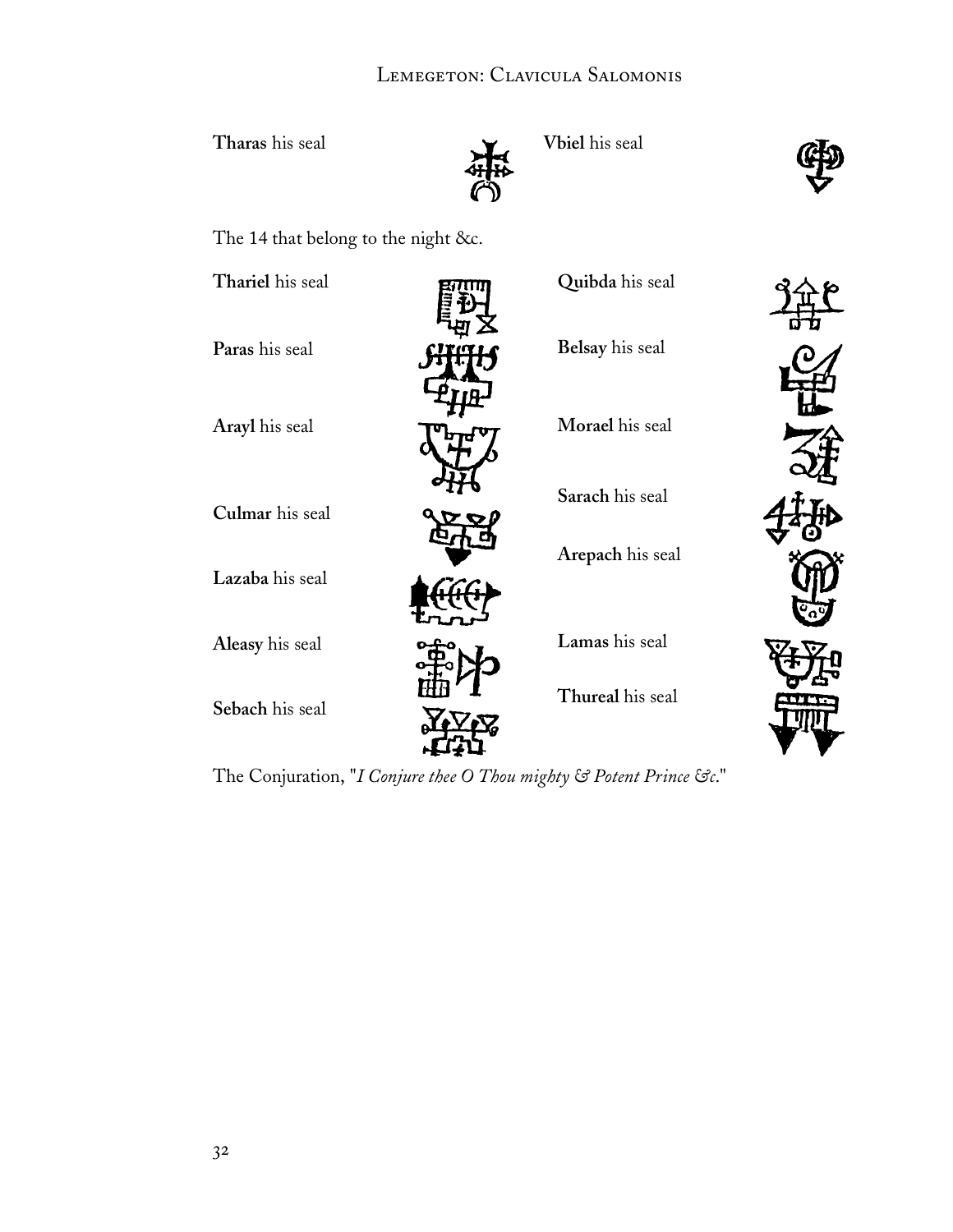**Tharas** his seal

**Vbiel** his seal

The 14 that belong to the night &c.

**Thariel** his seal

**Paras** his seal

**Arayl** his seal

**Culmar** his seal

**Lazaba** his seal

**Aleasy** his seal

**Sebach** his seal

**Quibda** his seal

**Belsay** his seal

**Morael** his seal

**Sarach** his seal

**Arepach** his seal

**Lamas** his seal

**Thureal** his seal

The Conjuration, "*I Conjure thee O Thou mighty & Potent Prince &c.*"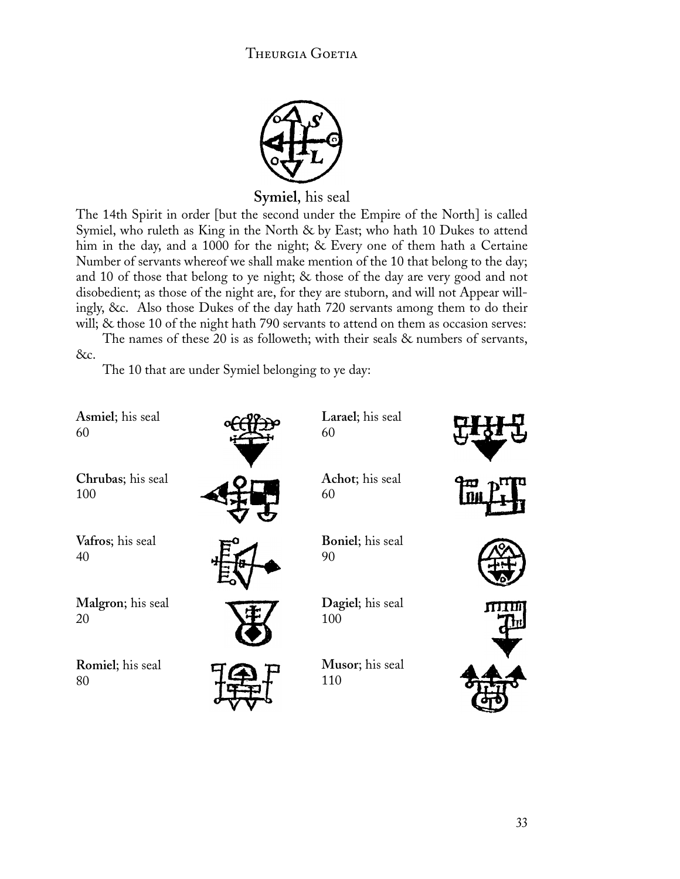**Symiel**, his seal

The 14th Spirit in order [but the second under the Empire of the North] is called Symiel, who ruleth as King in the North & by East; who hath 10 Dukes to attend him in the day, and a 1000 for the night; & Every one of them hath a Certaine Number of servants whereof we shall make mention of the 10 that belong to the day; and 10 of those that belong to ye night; & those of the day are very good and not disobedient; as those of the night are, for they are stuborn, and will not Appear willingly, &c. Also those Dukes of the day hath 720 servants among them to do their will; & those 10 of the night hath 790 servants to attend on them as occasion serves:

The names of these 20 is as followeth; with their seals & numbers of servants, &c.

The 10 that are under Symiel belonging to ye day:

**Asmiel**; his seal
60

**Chrubas**; his seal
100

**Vafros**; his seal
40

**Malgron**; his seal
20

**Romiel**; his seal
80

**Larael**; his seal
60

**Achot**; his seal
60

**Boniel**; his seal
90

**Dagiel**; his seal
100

**Musor**; his seal
110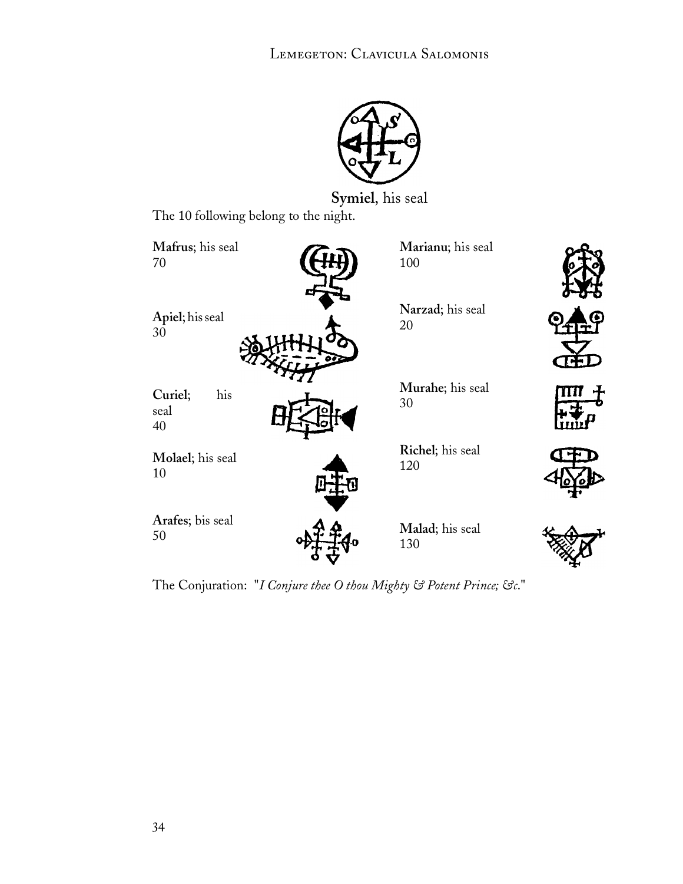**Symiel**, his seal

The 10 following belong to the night.

**Mafrus**; his seal
70

**Apiel**; his seal
30

**Curiel**; his seal
40

**Molael**; his seal
10

**Arafes**; bis seal
50

**Marianu**; his seal
100

**Narzad**; his seal
20

**Murahe**; his seal
30

**Richel**; his seal
120

**Malad**; his seal
130

The Conjuration: "*I Conjure thee O thou Mighty & Potent Prince; &c.*"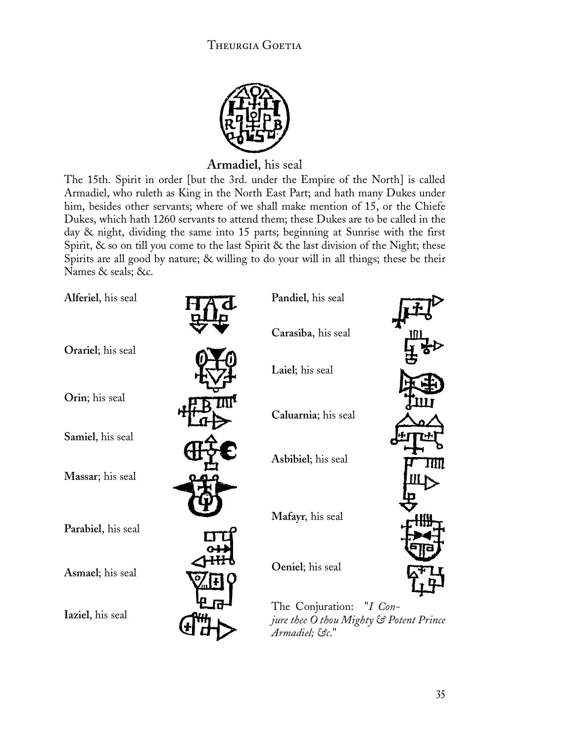**Armadiel**, his seal

The 15th. Spirit in order [but the 3rd. under the Empire of the North] is called Armadiel, who ruleth as King in the North East Part; and hath many Dukes under him, besides other servants; where of we shall make mention of 15, or the Chiefe Dukes, which hath 1260 servants to attend them; these Dukes are to be called in the day & night, dividing the same into 15 parts; beginning at Sunrise with the first Spirit, & so on till you come to the last Spirit & the last division of the Night; these Spirits are all good by nature; & willing to do your will in all things; these be their Names & seals; &c.

**Alferiel**, his seal

**Orariel**; his seal

**Orin**; his seal

**Samiel**, his seal

**Massar**; his seal

**Parabiel**, his seal

**Asmael**; his seal

**Iaziel**, his seal

**Pandiel**, his seal

**Carasiba**, his seal

**Laiel**; his seal

**Caluarnia**; his seal

**Asbibiel**; his seal

**Mafayr**, his seal

**Oeniel**; his seal

The Conjuration: "*I Conjure thee O thou Mighty & Potent Prince Armadiel; &c.*"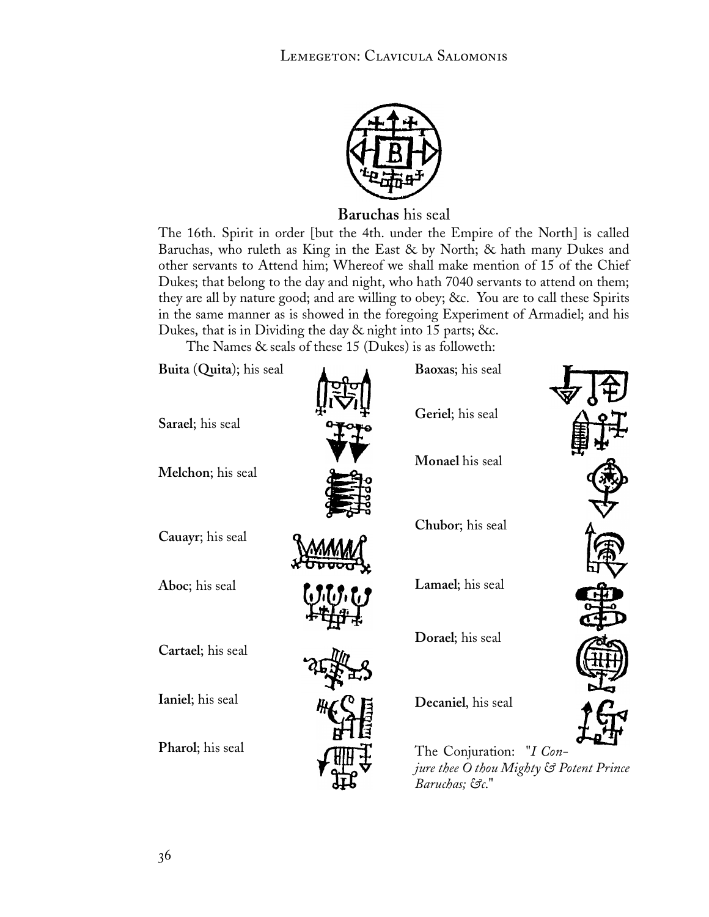**Baruchas** his seal

The 16th. Spirit in order [but the 4th. under the Empire of the North] is called Baruchas, who ruleth as King in the East & by North; & hath many Dukes and other servants to Attend him; Whereof we shall make mention of 15 of the Chief Dukes; that belong to the day and night, who hath 7040 servants to attend on them; they are all by nature good; and are willing to obey; &c. You are to call these Spirits in the same manner as is showed in the foregoing Experiment of Armadiel; and his Dukes, that is in Dividing the day & night into 15 parts; &c.

The Names & seals of these 15 (Dukes) is as followeth:

**Buita** (**Quita**); his seal

**Sarael**; his seal

**Melchon**; his seal

**Cauayr**; his seal

**Aboc**; his seal

**Cartael**; his seal

**Ianiel**; his seal

**Pharol**; his seal

**Baoxas**; his seal

**Geriel**; his seal

**Monael** his seal

**Chubor**; his seal

**Lamael**; his seal

**Dorael**; his seal

**Decaniel**, his seal

The Conjuration: "*I Conjure thee O thou Mighty & Potent Prince Baruchas; &c.*"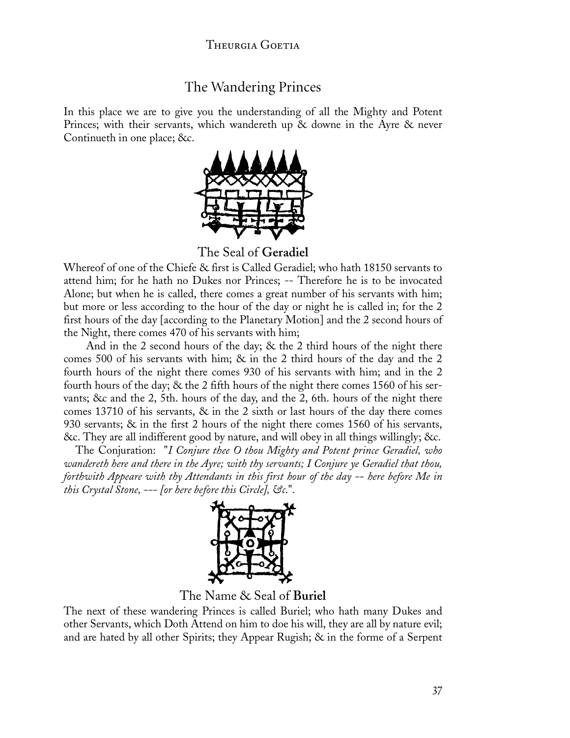## The Wandering Princes

In this place we are to give you the understanding of all the Mighty and Potent Princes; with their servants, which wandereth up & downe in the Ayre & never Continueth in one place; &c.

The Seal of **Geradiel**

Whereof of one of the Chiefe & first is Called Geradiel; who hath 18150 servants to attend him; for he hath no Dukes nor Princes; -- Therefore he is to be invocated Alone; but when he is called, there comes a great number of his servants with him; but more or less according to the hour of the day or night he is called in; for the 2 first hours of the day [according to the Planetary Motion] and the 2 second hours of the Night, there comes 470 of his servants with him;

And in the 2 second hours of the day; & the 2 third hours of the night there comes 500 of his servants with him; & in the 2 third hours of the day and the 2 fourth hours of the night there comes 930 of his servants with him; and in the 2 fourth hours of the day; & the 2 fifth hours of the night there comes 1560 of his servants; &c and the 2, 5th. hours of the day, and the 2, 6th. hours of the night there comes 13710 of his servants, & in the 2 sixth or last hours of the day there comes 930 servants; & in the first 2 hours of the night there comes 1560 of his servants, &c. They are all indifferent good by nature, and will obey in all things willingly; &c.

The Conjuration: "*I Conjure thee O thou Mighty and Potent prince Geradiel, who wandereth here and there in the Ayre; with thy servants; I Conjure ye Geradiel that thou, forthwith Appeare with thy Attendants in this first hour of the day -- here before Me in this Crystal Stone, --- [or here before this Circle], &c.*".

The Name & Seal of **Buriel**

The next of these wandering Princes is called Buriel; who hath many Dukes and other Servants, which Doth Attend on him to doe his will, they are all by nature evil; and are hated by all other Spirits; they Appear Rugish; & in the forme of a Serpent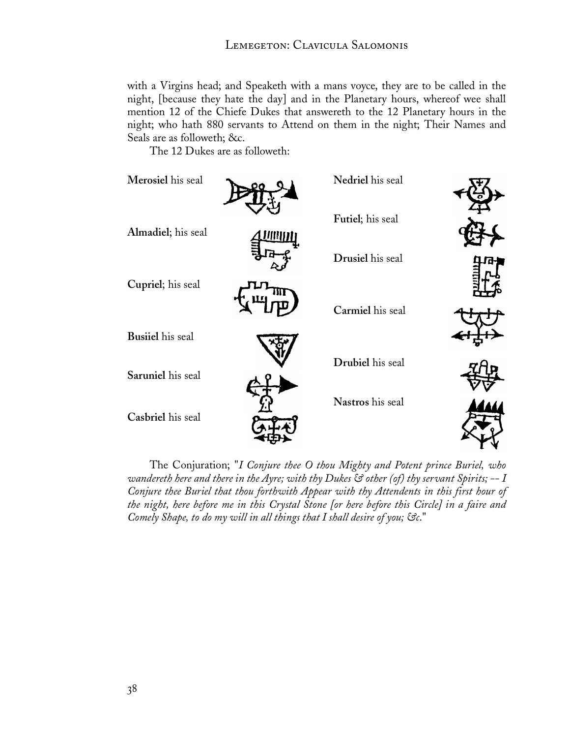with a Virgins head; and Speaketh with a mans voyce, they are to be called in the night, [because they hate the day] and in the Planetary hours, whereof wee shall mention 12 of the Chiefe Dukes that answereth to the 12 Planetary hours in the night; who hath 880 servants to Attend on them in the night; Their Names and Seals are as followeth; &c.

The 12 Dukes are as followeth:

**Merosiel** his seal

**Almadiel**; his seal

**Cupriel**; his seal

**Busiiel** his seal

**Saruniel** his seal

**Casbriel** his seal

**Nedriel** his seal

**Futiel**; his seal

**Drusiel** his seal

**Carmiel** his seal

**Drubiel** his seal

**Nastros** his seal

The Conjuration; "*I Conjure thee O thou Mighty and Potent prince Buriel, who wandereth here and there in the Ayre; with thy Dukes & other (of) thy servant Spirits; -- I Conjure thee Buriel that thou forthwith Appear with thy Attendents in this first hour of the night, here before me in this Crystal Stone [or here before this Circle] in a faire and Comely Shape, to do my will in all things that I shall desire of you; &c.*"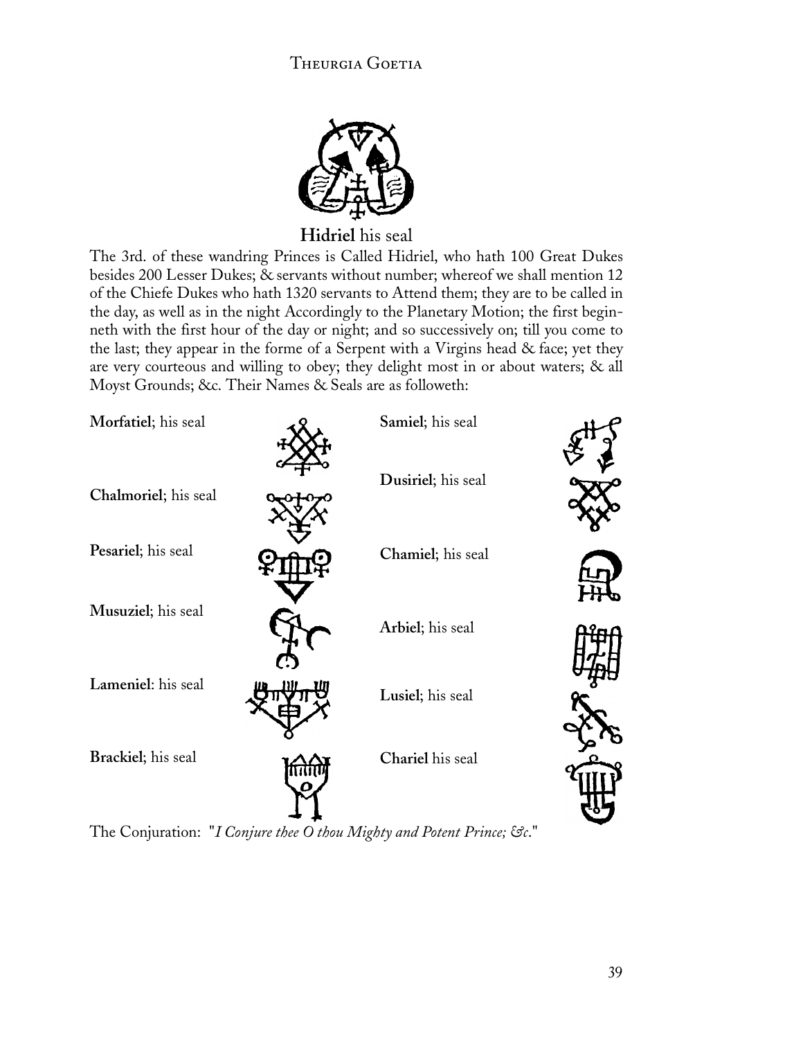**Hidriel** his seal

The 3rd. of these wandring Princes is Called Hidriel, who hath 100 Great Dukes besides 200 Lesser Dukes; & servants without number; whereof we shall mention 12 of the Chiefe Dukes who hath 1320 servants to Attend them; they are to be called in the day, as well as in the night Accordingly to the Planetary Motion; the first beginneth with the first hour of the day or night; and so successively on; till you come to the last; they appear in the forme of a Serpent with a Virgins head & face; yet they are very courteous and willing to obey; they delight most in or about waters; & all Moyst Grounds; &c. Their Names & Seals are as followeth:

**Morfatiel**; his seal

**Chalmoriel**; his seal

**Pesariel**; his seal

**Musuziel**; his seal

**Lameniel**: his seal

**Brackiel**; his seal

**Samiel**; his seal

**Dusiriel**; his seal

**Chamiel**; his seal

**Arbiel**; his seal

**Lusiel**; his seal

**Chariel** his seal

The Conjuration: "*I Conjure thee O thou Mighty and Potent Prince; &c.*"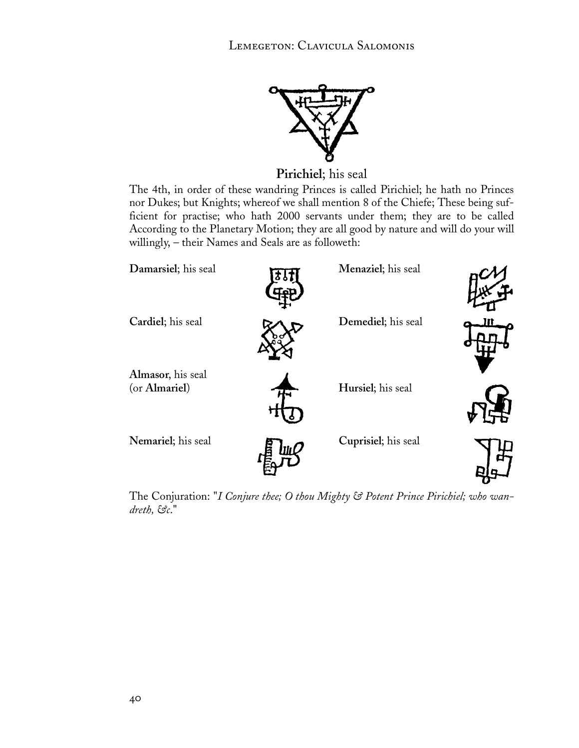**Pirichiel**; his seal

The 4th, in order of these wandring Princes is called Pirichiel; he hath no Princes nor Dukes; but Knights; whereof we shall mention 8 of the Chiefe; These being sufficient for practise; who hath 2000 servants under them; they are to be called According to the Planetary Motion; they are all good by nature and will do your will willingly, – their Names and Seals are as followeth:

**Damarsiel**; his seal

**Cardiel**; his seal

**Almasor**, his seal (or **Almariel**)

**Nemariel**; his seal

**Menaziel**; his seal

**Demediel**; his seal

**Hursiel**; his seal

**Cuprisiel**; his seal

The Conjuration: "*I Conjure thee; O thou Mighty & Potent Prince Pirichiel; who wandreth, &c.*"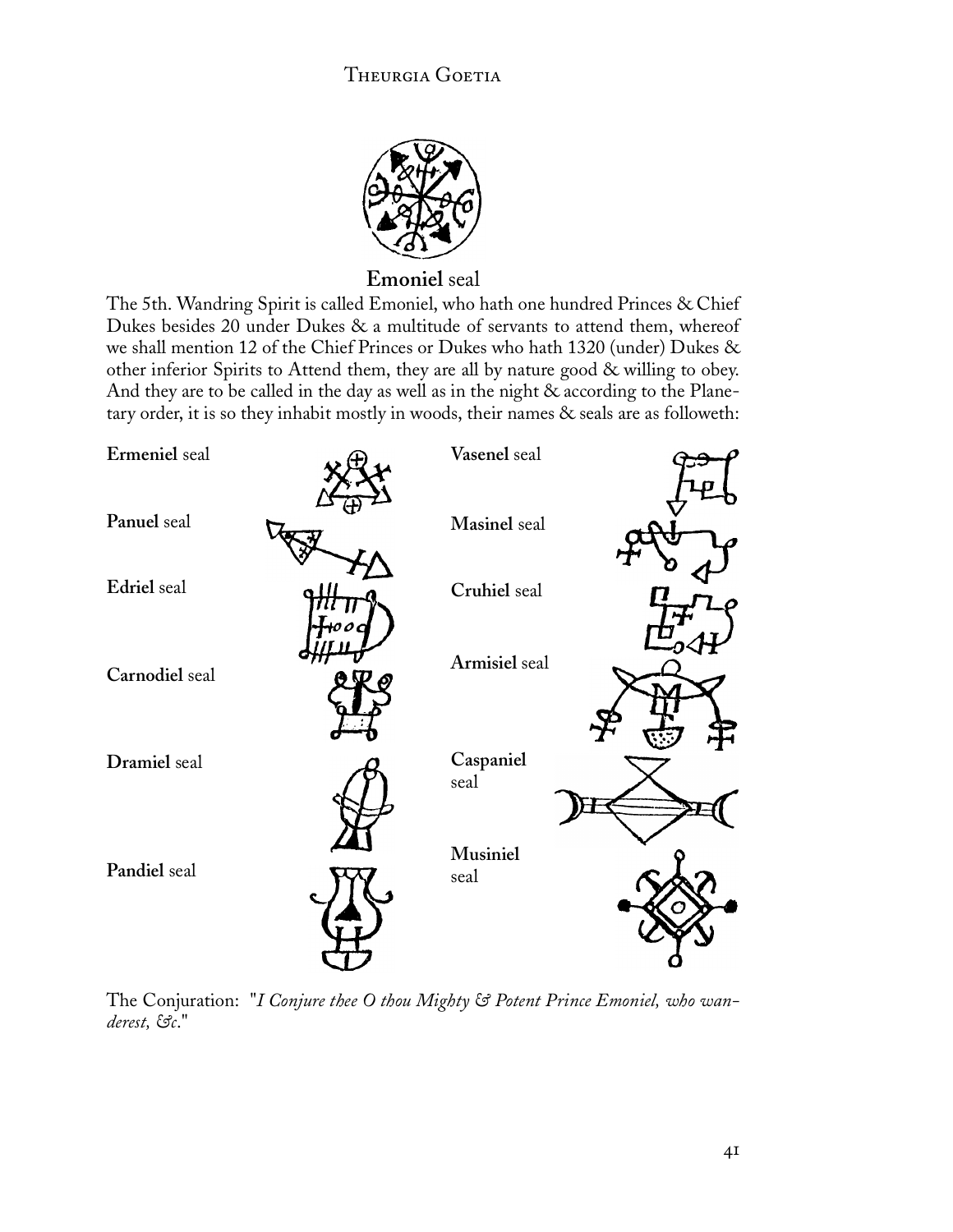**Emoniel** seal

The 5th. Wandring Spirit is called Emoniel, who hath one hundred Princes & Chief Dukes besides 20 under Dukes & a multitude of servants to attend them, whereof we shall mention 12 of the Chief Princes or Dukes who hath 1320 (under) Dukes & other inferior Spirits to Attend them, they are all by nature good & willing to obey. And they are to be called in the day as well as in the night & according to the Planetary order, it is so they inhabit mostly in woods, their names & seals are as followeth:

**Ermeniel** seal

**Panuel** seal

**Edriel** seal

**Carnodiel** seal

**Dramiel** seal

**Pandiel** seal

**Vasenel** seal

**Masinel** seal

**Cruhiel** seal

**Armisiel** seal

**Caspaniel** seal

**Musiniel** seal

The Conjuration: "*I Conjure thee O thou Mighty & Potent Prince Emoniel, who wanderest, &c.*"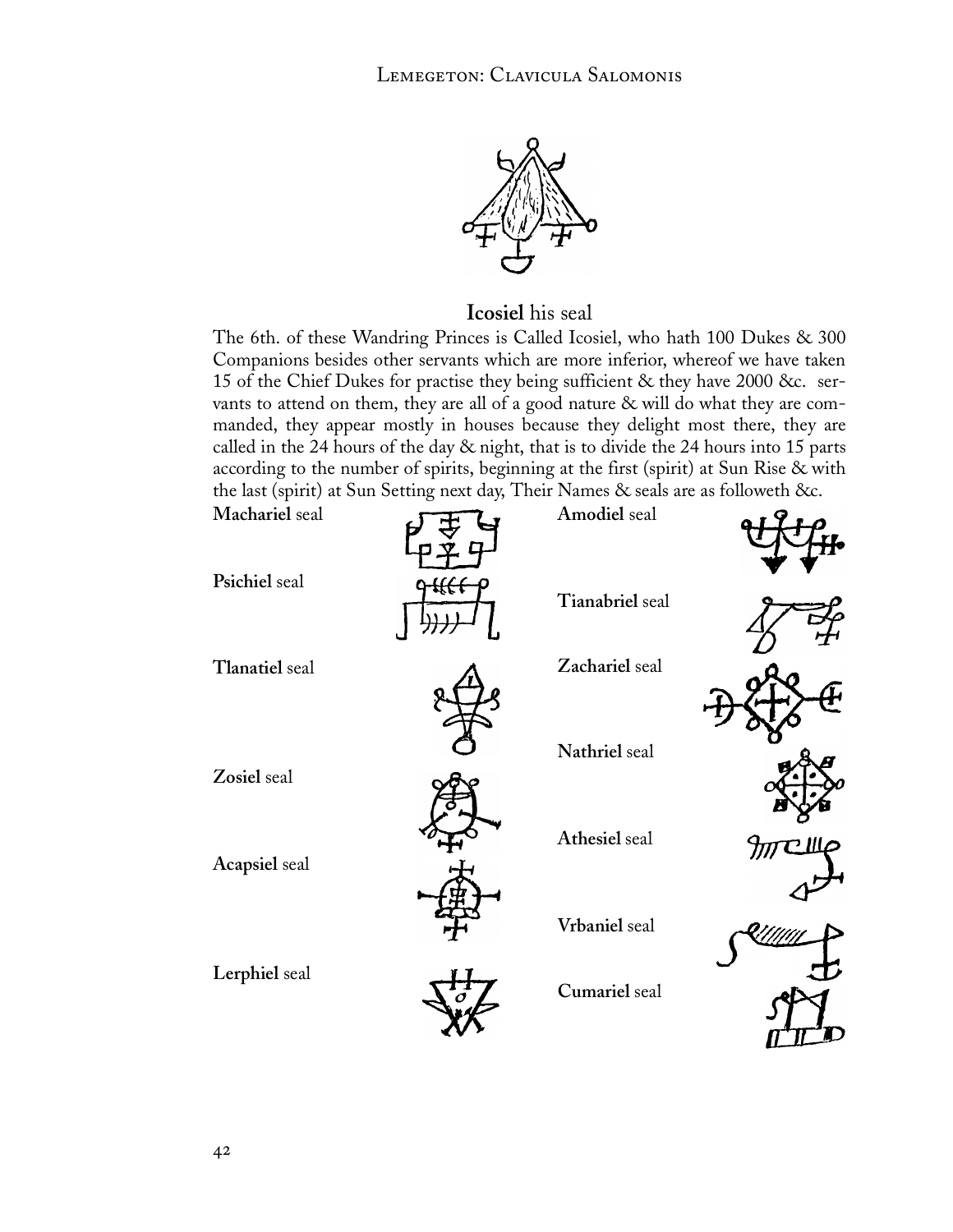**Icosiel** his seal

The 6th. of these Wandring Princes is Called Icosiel, who hath 100 Dukes & 300 Companions besides other servants which are more inferior, whereof we have taken 15 of the Chief Dukes for practise they being sufficient & they have 2000 &c. servants to attend on them, they are all of a good nature & will do what they are commanded, they appear mostly in houses because they delight most there, they are called in the 24 hours of the day & night, that is to divide the 24 hours into 15 parts according to the number of spirits, beginning at the first (spirit) at Sun Rise & with the last (spirit) at Sun Setting next day, Their Names & seals are as followeth &c.

**Machariel** seal

**Psichiel** seal

**Tlanatiel** seal

**Zosiel** seal

**Acapsiel** seal

**Lerphiel** seal

**Amodiel** seal

**Tianabriel** seal

**Zachariel** seal

**Nathriel** seal

**Athesiel** seal

**Vrbaniel** seal

**Cumariel** seal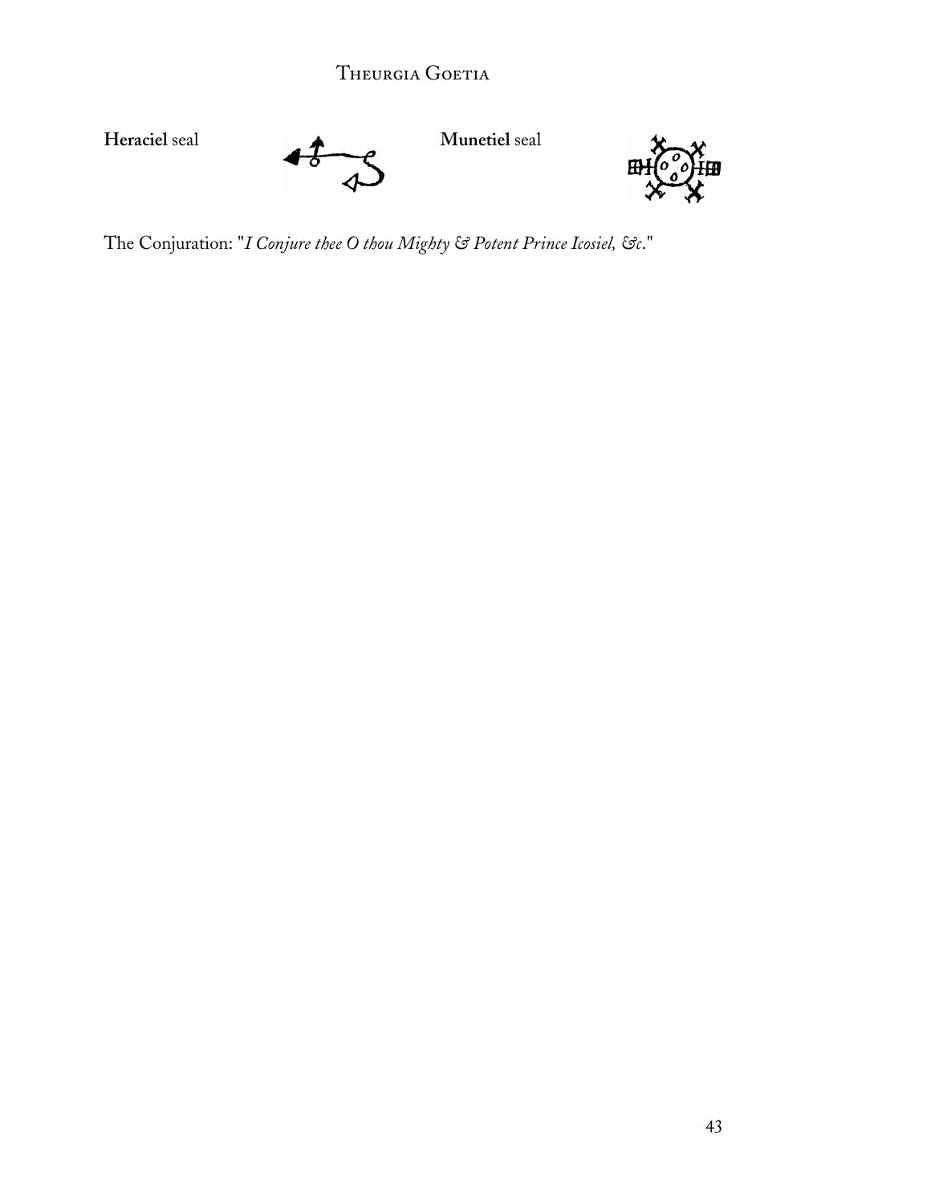**Heraciel** seal

**Munetiel** seal

The Conjuration: "*I Conjure thee O thou Mighty & Potent Prince Icosiel, &c*."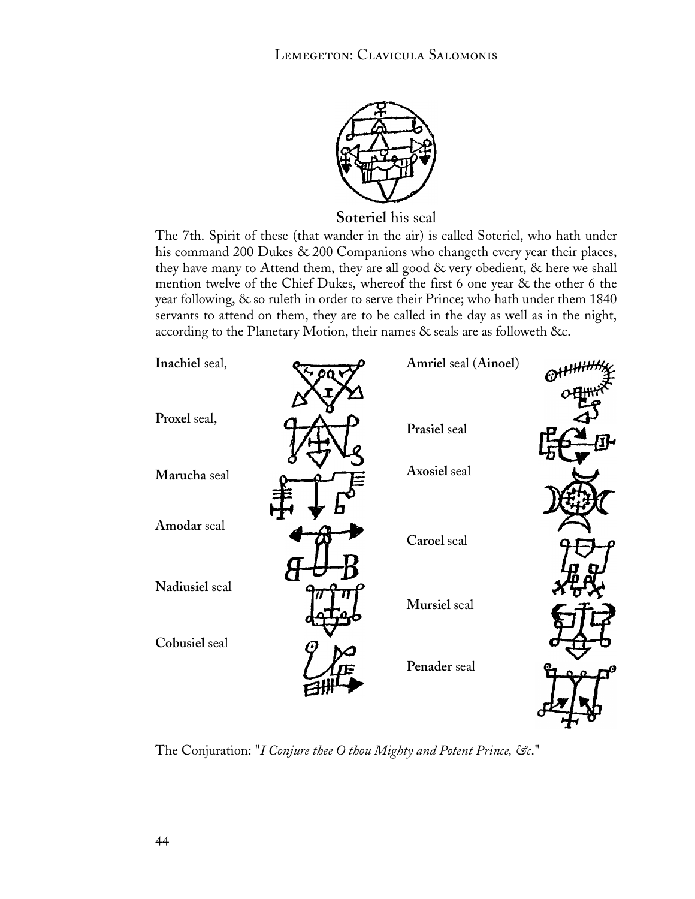**Soteriel** his seal

The 7th. Spirit of these (that wander in the air) is called Soteriel, who hath under his command 200 Dukes & 200 Companions who changeth every year their places, they have many to Attend them, they are all good & very obedient, & here we shall mention twelve of the Chief Dukes, whereof the first 6 one year & the other 6 the year following, & so ruleth in order to serve their Prince; who hath under them 1840 servants to attend on them, they are to be called in the day as well as in the night, according to the Planetary Motion, their names & seals are as followeth &c.

**Inachiel** seal,

**Proxel** seal,

**Marucha** seal

**Amodar** seal

**Nadiusiel** seal

**Cobusiel** seal

**Amriel** seal (**Ainoel**)

**Prasiel** seal

**Axosiel** seal

**Caroel** seal

**Mursiel** seal

**Penader** seal

The Conjuration: "*I Conjure thee O thou Mighty and Potent Prince, &c.*"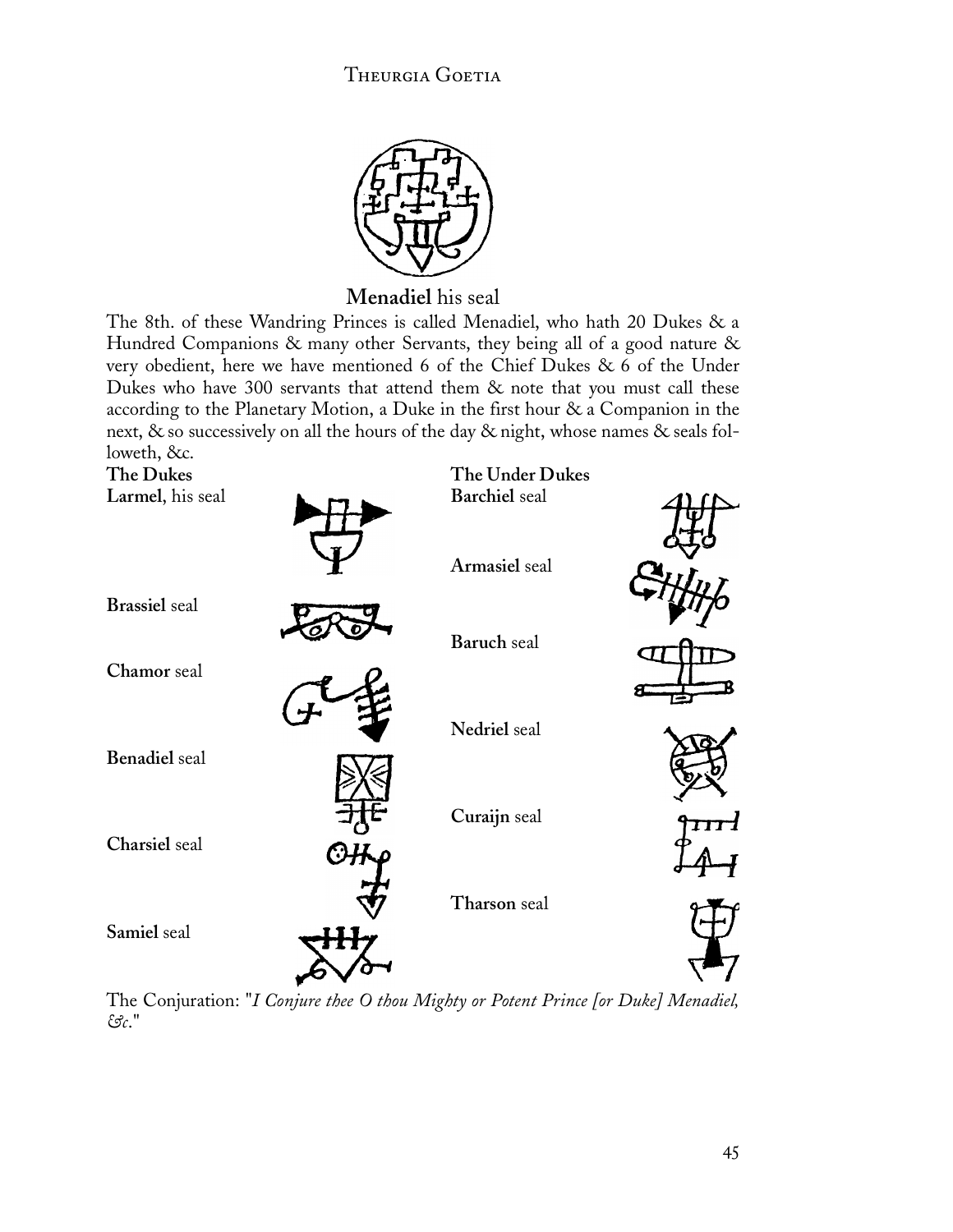**Menadiel** his seal

The 8th. of these Wandring Princes is called Menadiel, who hath 20 Dukes & a Hundred Companions & many other Servants, they being all of a good nature & very obedient, here we have mentioned 6 of the Chief Dukes & 6 of the Under Dukes who have 300 servants that attend them & note that you must call these according to the Planetary Motion, a Duke in the first hour & a Companion in the next, & so successively on all the hours of the day & night, whose names & seals followeth, &c.

**The Dukes**

**Larmel**, his seal

**Brassiel** seal

**Chamor** seal

**Benadiel** seal

**Charsiel** seal

**Samiel** seal

**The Under Dukes**

**Barchiel** seal

**Armasiel** seal

**Baruch** seal

**Nedriel** seal

**Curaijn** seal

**Tharson** seal

The Conjuration: "*I Conjure thee O thou Mighty or Potent Prince [or Duke] Menadiel, &c.*"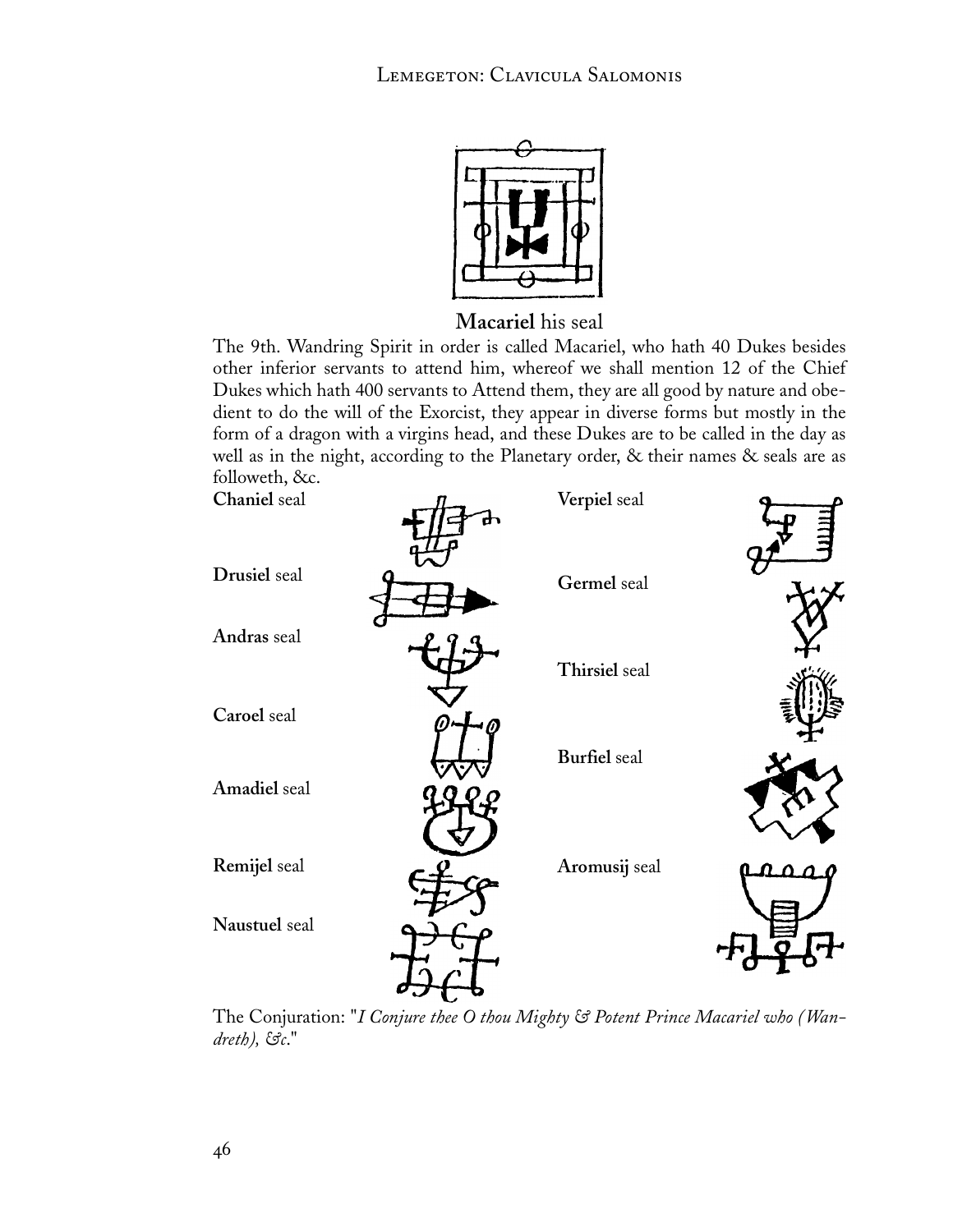**Macariel** his seal

The 9th. Wandring Spirit in order is called Macariel, who hath 40 Dukes besides other inferior servants to attend him, whereof we shall mention 12 of the Chief Dukes which hath 400 servants to Attend them, they are all good by nature and obedient to do the will of the Exorcist, they appear in diverse forms but mostly in the form of a dragon with a virgins head, and these Dukes are to be called in the day as well as in the night, according to the Planetary order, & their names & seals are as followeth, &c.

**Chaniel** seal

**Drusiel** seal

**Andras** seal

**Caroel** seal

**Amadiel** seal

**Remijel** seal

**Naustuel** seal

**Verpiel** seal

**Germel** seal

**Thirsiel** seal

**Burfiel** seal

**Aromusij** seal

The Conjuration: "*I Conjure thee O thou Mighty & Potent Prince Macariel who (Wandreth), &c.*"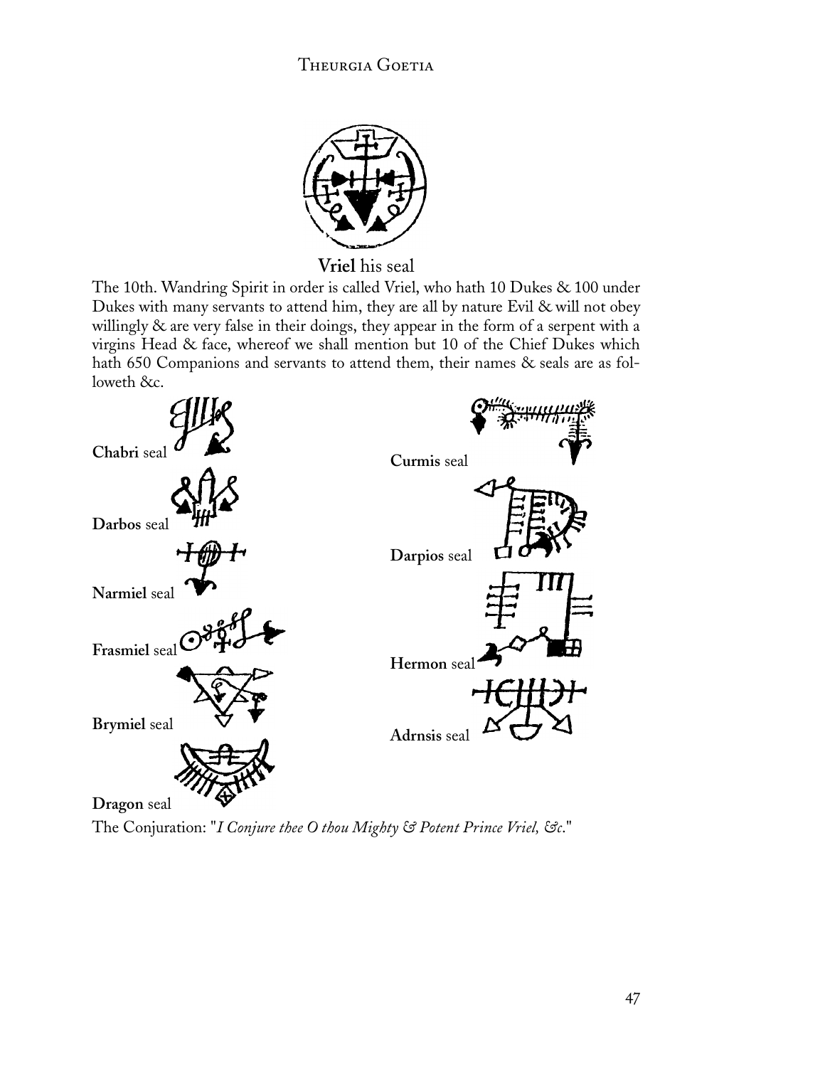**Vriel** his seal

The 10th. Wandring Spirit in order is called Vriel, who hath 10 Dukes & 100 under Dukes with many servants to attend him, they are all by nature Evil & will not obey willingly & are very false in their doings, they appear in the form of a serpent with a virgins Head & face, whereof we shall mention but 10 of the Chief Dukes which hath 650 Companions and servants to attend them, their names & seals are as followeth &c.

**Chabri** seal

**Curmis** seal

**Darbos** seal

**Darpios** seal

**Narmiel** seal

**Frasmiel** seal

**Hermon** seal

**Brymiel** seal

**Adrnsis** seal

**Dragon** seal

The Conjuration: "*I Conjure thee O thou Mighty & Potent Prince Vriel, &c.*"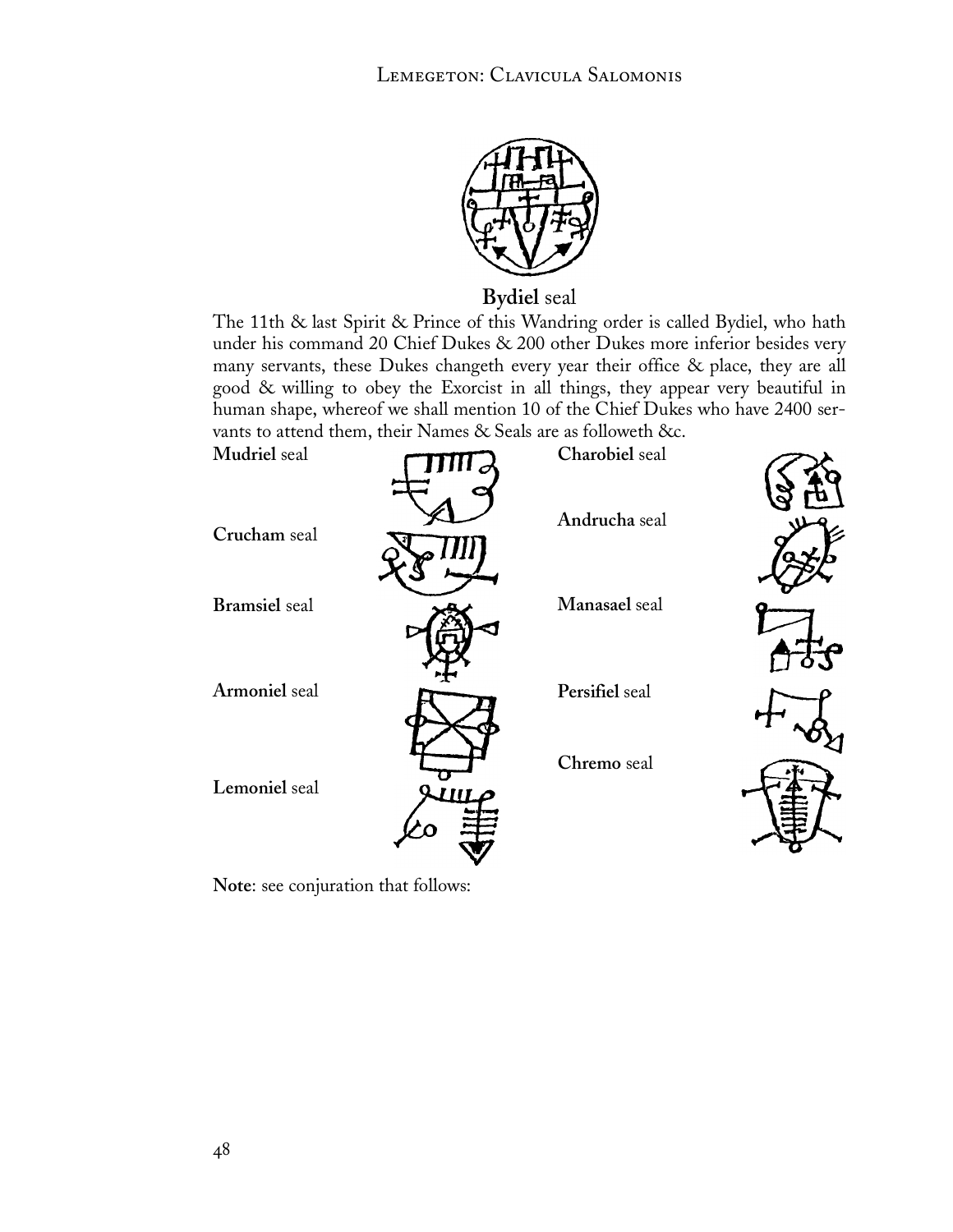**Bydiel** seal

The 11th & last Spirit & Prince of this Wandring order is called Bydiel, who hath under his command 20 Chief Dukes & 200 other Dukes more inferior besides very many servants, these Dukes changeth every year their office & place, they are all good & willing to obey the Exorcist in all things, they appear very beautiful in human shape, whereof we shall mention 10 of the Chief Dukes who have 2400 servants to attend them, their Names & Seals are as followeth &c.

**Mudriel** seal

**Crucham** seal

**Bramsiel** seal

**Armoniel** seal

**Lemoniel** seal

**Charobiel** seal

**Andrucha** seal

**Manasael** seal

**Persifiel** seal

**Chremo** seal

**Note**: see conjuration that follows: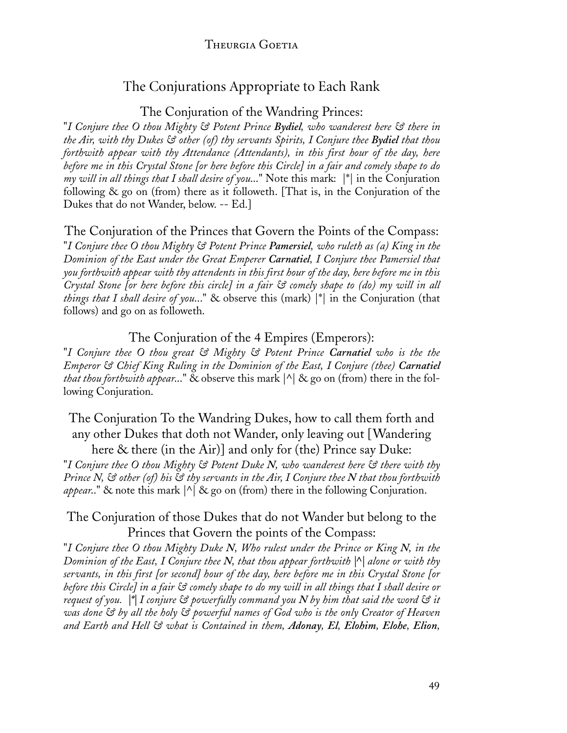## The Conjurations Appropriate to Each Rank

### The Conjuration of the Wandring Princes:

"*I Conjure thee O thou Mighty & Potent Prince **Bydiel**, who wanderest here & there in the Air, with thy Dukes & other (of) thy servants Spirits, I Conjure thee **Bydiel** that thou forthwith appear with thy Attendance (Attendants), in this first hour of the day, here before me in this Crystal Stone [or here before this Circle] in a fair and comely shape to do my will in all things that I shall desire of you...*" Note this mark: |*| in the Conjuration following & go on (from) there as it followeth. [That is, in the Conjuration of the Dukes that do not Wander, below. -- Ed.]

### The Conjuration of the Princes that Govern the Points of the Compass:

"*I Conjure thee O thou Mighty & Potent Prince **Pamersiel**, who ruleth as (a) King in the Dominion of the East under the Great Emperer **Carnatiel**, I Conjure thee Pamersiel that you forthwith appear with thy attendents in this first hour of the day, here before me in this Crystal Stone [or here before this circle] in a fair & comely shape to (do) my will in all things that I shall desire of you...*" & observe this (mark) |*| in the Conjuration (that follows) and go on as followeth.

### The Conjuration of the 4 Empires (Emperors):

"*I Conjure thee O thou great & Mighty & Potent Prince **Carnatiel** who is the the Emperor & Chief King Ruling in the Dominion of the East, I Conjure (thee) **Carnatiel** that thou forthwith appear...*" & observe this mark |^| & go on (from) there in the following Conjuration.

### The Conjuration To the Wandring Dukes, how to call them forth and any other Dukes that doth not Wander, only leaving out [Wandering here & there (in the Air)] and only for (the) Prince say Duke:

"*I Conjure thee O thou Mighty & Potent Duke N, who wanderest here & there with thy Prince N, & other (of) his & thy servants in the Air, I Conjure thee **N** that thou forthwith appear..*" & note this mark |^| & go on (from) there in the following Conjuration.

### The Conjuration of those Dukes that do not Wander but belong to the Princes that Govern the points of the Compass:

"*I Conjure thee O thou Mighty Duke **N**, Who rulest under the Prince or King **N**, in the Dominion of the East, I Conjure thee **N**, that thou appear forthwith |^| alone or with thy servants, in this first [or second] hour of the day, here before me in this Crystal Stone [or before this Circle] in a fair & comely shape to do my will in all things that I shall desire or request of you. |*| I conjure & powerfully command you **N** by him that said the word & it was done & by all the holy & powerful names of God who is the only Creator of Heaven and Earth and Hell & what is Contained in them, **Adonay**, **El**, **Elohim**, **Elohe**, **Elion**,*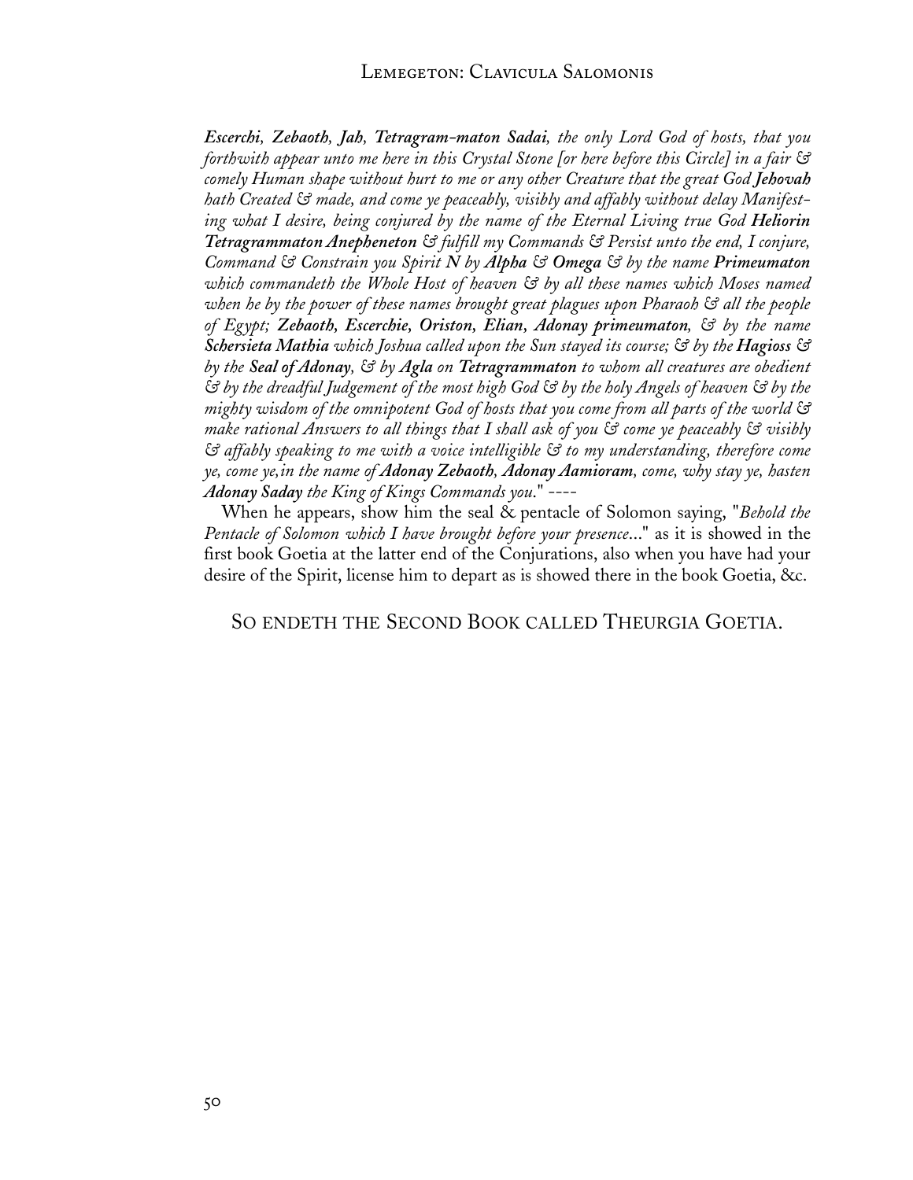***Escerchi**, **Zebaoth**, **Jah**, **Tetragram-maton Sadai**, the only Lord God of hosts, that you forthwith appear unto me here in this Crystal Stone [or here before this Circle] in a fair & comely Human shape without hurt to me or any other Creature that the great God **Jehovah** hath Created & made, and come ye peaceably, visibly and affably without delay Manifesting what I desire, being conjured by the name of the Eternal Living true God **Heliorin Tetragrammaton Anepheneton** & fulfill my Commands & Persist unto the end, I conjure, Command & Constrain you Spirit **N** by **Alpha** & **Omega** & by the name **Primeumaton** which commandeth the Whole Host of heaven & by all these names which Moses named when he by the power of these names brought great plagues upon Pharaoh & all the people of Egypt; **Zebaoth, Escerchie, Oriston, Elian, Adonay primeumaton**, & by the name **Schersieta Mathia** which Joshua called upon the Sun stayed its course; & by the **Hagioss** & by the **Seal of Adonay**, & by **Agla** on **Tetragrammaton** to whom all creatures are obedient & by the dreadful Judgement of the most high God & by the holy Angels of heaven & by the mighty wisdom of the omnipotent God of hosts that you come from all parts of the world & make rational Answers to all things that I shall ask of you & come ye peaceably & visibly & affably speaking to me with a voice intelligible & to my understanding, therefore come ye, come ye,in the name of **Adonay Zebaoth, Adonay Aamioram**, come, why stay ye, hasten **Adonay Saday** the King of Kings Commands you*." ----

When he appears, show him the seal & pentacle of Solomon saying, "*Behold the Pentacle of Solomon which I have brought before your presence...*" as it is showed in the first book Goetia at the latter end of the Conjurations, also when you have had your desire of the Spirit, license him to depart as is showed there in the book Goetia, &c.

## So endeth the Second Book called Theurgia Goetia.